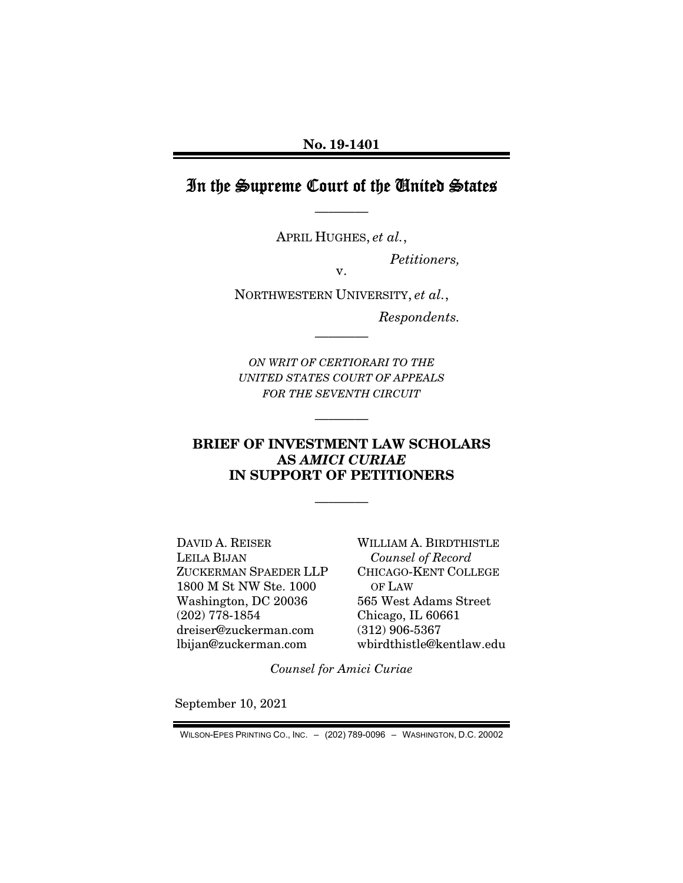**No. 19-1401**

# In the Supreme Court of the United States

————

APRIL HUGHES, *et al.*,

*Petitioners,*

v.

NORTHWESTERN UNIVERSITY, *et al.*,

*Respondents.*

————

*ON WRIT OF CERTIORARI TO THE UNITED STATES COURT OF APPEALS FOR THE SEVENTH CIRCUIT*

————

## BRIEF OF INVESTMENT LAW SCHOLARS AS *AMICI CURIAE* IN SUPPORT OF PETITIONERS

————

DAVID A. REISER
LEILA BIJAN
ZUCKERMAN SPAEDER LLP
1800 M St NW Ste. 1000
Washington, DC 20036
(202) 778-1854
dreiser@zuckerman.com
lbijan@zuckerman.com

WILLIAM A. BIRDTHISTLE
*Counsel of Record*
CHICAGO-KENT COLLEGE OF LAW
565 West Adams Street
Chicago, IL 60661
(312) 906-5367
wbirdthistle@kentlaw.edu

*Counsel for Amici Curiae*

September 10, 2021

WILSON-EPES PRINTING CO., INC. – (202) 789-0096 – WASHINGTON, D.C. 20002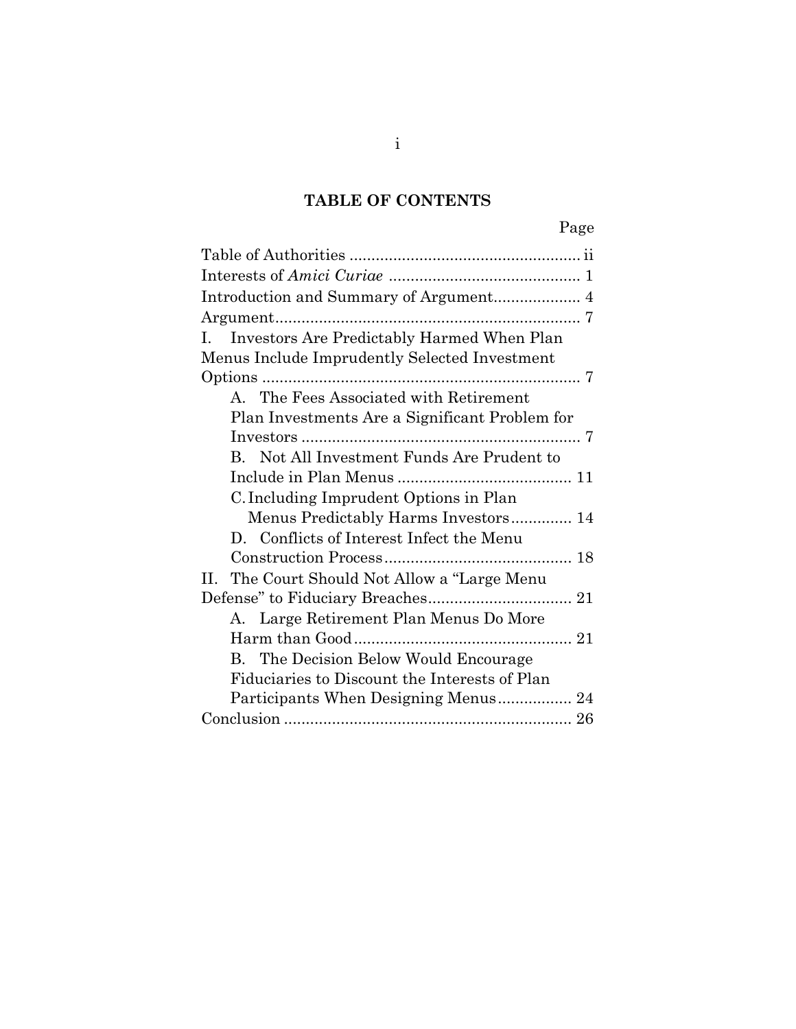## TABLE OF CONTENTS

| | Page |
|---|---|
| Table of Authorities | ii |
| Interests of *Amici Curiae* | 1 |
| Introduction and Summary of Argument | 4 |
| Argument | 7 |
| I. Investors Are Predictably Harmed When Plan Menus Include Imprudently Selected Investment Options | 7 |
| A. The Fees Associated with Retirement Plan Investments Are a Significant Problem for Investors | 7 |
| B. Not All Investment Funds Are Prudent to Include in Plan Menus | 11 |
| C. Including Imprudent Options in Plan Menus Predictably Harms Investors | 14 |
| D. Conflicts of Interest Infect the Menu Construction Process | 18 |
| II. The Court Should Not Allow a "Large Menu Defense" to Fiduciary Breaches | 21 |
| A. Large Retirement Plan Menus Do More Harm than Good | 21 |
| B. The Decision Below Would Encourage Fiduciaries to Discount the Interests of Plan Participants When Designing Menus | 24 |
| Conclusion | 26 |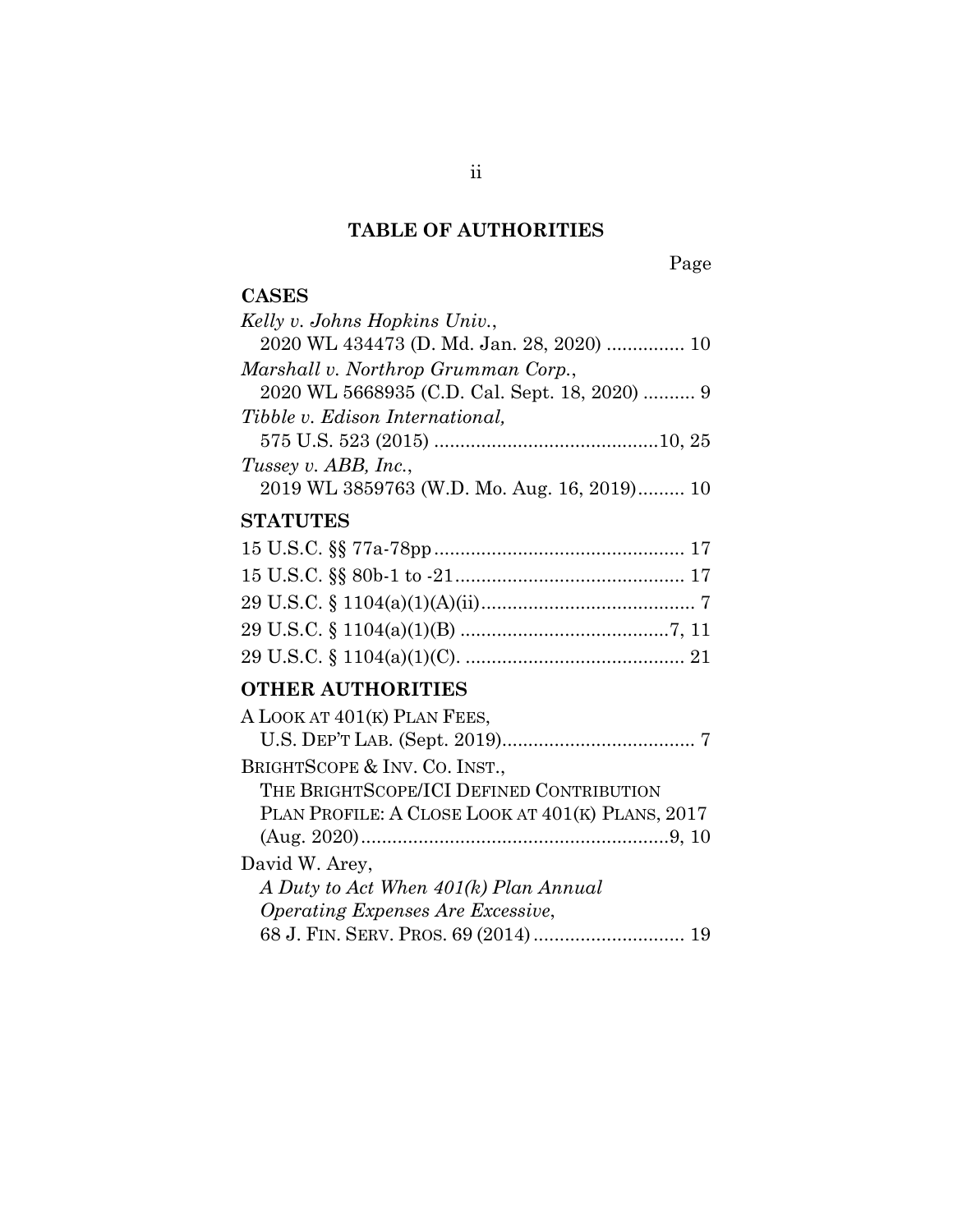## TABLE OF AUTHORITIES

Page

### CASES

*Kelly v. Johns Hopkins Univ.*,
2020 WL 434473 (D. Md. Jan. 28, 2020) ............... 10

*Marshall v. Northrop Grumman Corp.*,
2020 WL 5668935 (C.D. Cal. Sept. 18, 2020) .......... 9

*Tibble v. Edison International,*
575 U.S. 523 (2015) ..........................................10, 25

*Tussey v. ABB, Inc.*,
2019 WL 3859763 (W.D. Mo. Aug. 16, 2019)......... 10

### STATUTES

15 U.S.C. §§ 77a-78pp................................................ 17

15 U.S.C. §§ 80b-1 to -21........................................... 17

29 U.S.C. § 1104(a)(1)(A)(ii)......................................... 7

29 U.S.C. § 1104(a)(1)(B) ........................................7, 11

29 U.S.C. § 1104(a)(1)(C). .......................................... 21

### OTHER AUTHORITIES

A LOOK AT 401(K) PLAN FEES,
U.S. DEP'T LAB. (Sept. 2019)..................................... 7

BRIGHTSCOPE & INV. CO. INST.,
THE BRIGHTSCOPE/ICI DEFINED CONTRIBUTION PLAN PROFILE: A CLOSE LOOK AT 401(K) PLANS, 2017 (Aug. 2020)...........................................................9, 10

David W. Arey,
*A Duty to Act When 401(k) Plan Annual Operating Expenses Are Excessive*,
68 J. FIN. SERV. PROS. 69 (2014)............................. 19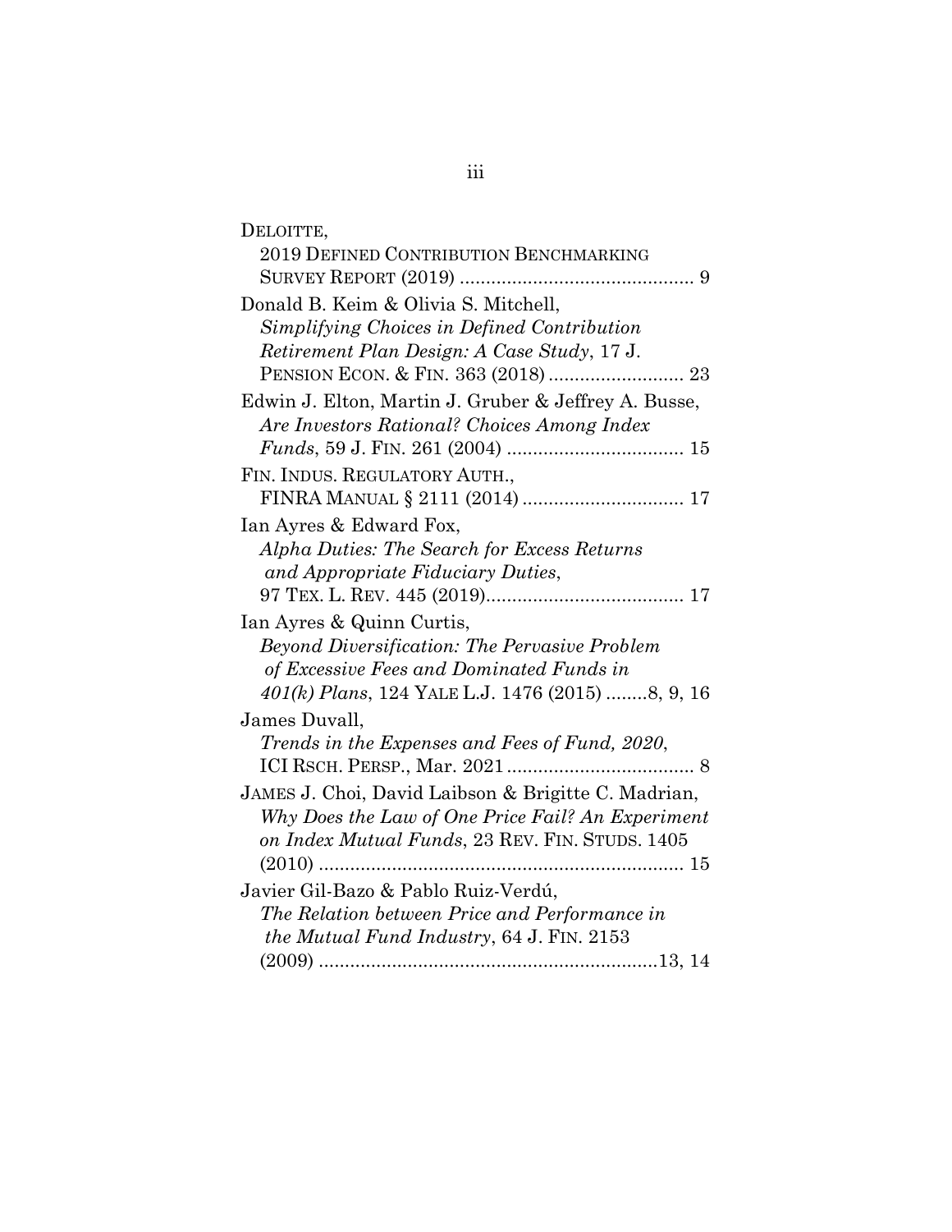DELOITTE,
2019 DEFINED CONTRIBUTION BENCHMARKING SURVEY REPORT (2019) ............................................ 9

Donald B. Keim & Olivia S. Mitchell,
*Simplifying Choices in Defined Contribution Retirement Plan Design: A Case Study*, 17 J. PENSION ECON. & FIN. 363 (2018) .......................... 23

Edwin J. Elton, Martin J. Gruber & Jeffrey A. Busse,
*Are Investors Rational? Choices Among Index Funds*, 59 J. FIN. 261 (2004) .................................. 15

FIN. INDUS. REGULATORY AUTH.,
FINRA MANUAL § 2111 (2014) ............................... 17

Ian Ayres & Edward Fox,
*Alpha Duties: The Search for Excess Returns and Appropriate Fiduciary Duties*,
97 TEX. L. REV. 445 (2019)...................................... 17

Ian Ayres & Quinn Curtis,
*Beyond Diversification: The Pervasive Problem of Excessive Fees and Dominated Funds in 401(k) Plans*, 124 YALE L.J. 1476 (2015) ........8, 9, 16

James Duvall,
*Trends in the Expenses and Fees of Fund, 2020*, ICI RSCH. PERSP., Mar. 2021 .................................... 8

JAMES J. Choi, David Laibson & Brigitte C. Madrian,
*Why Does the Law of One Price Fail? An Experiment on Index Mutual Funds*, 23 REV. FIN. STUDS. 1405 (2010) ...................................................................... 15

Javier Gil-Bazo & Pablo Ruiz-Verdú,
*The Relation between Price and Performance in the Mutual Fund Industry*, 64 J. FIN. 2153 (2009) .................................................................13, 14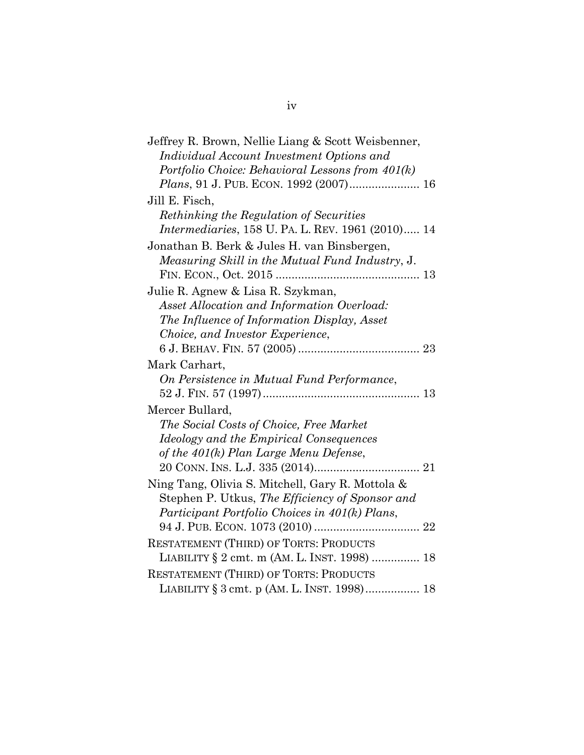Jeffrey R. Brown, Nellie Liang & Scott Weisbenner, *Individual Account Investment Options and Portfolio Choice: Behavioral Lessons from 401(k) Plans*, 91 J. PUB. ECON. 1992 (2007)...................... 16

Jill E. Fisch, *Rethinking the Regulation of Securities Intermediaries*, 158 U. PA. L. REV. 1961 (2010)..... 14

Jonathan B. Berk & Jules H. van Binsbergen, *Measuring Skill in the Mutual Fund Industry*, J. FIN. ECON., Oct. 2015 ............................................ 13

Julie R. Agnew & Lisa R. Szykman, *Asset Allocation and Information Overload: The Influence of Information Display, Asset Choice, and Investor Experience*, 6 J. BEHAV. FIN. 57 (2005) ...................................... 23

Mark Carhart, *On Persistence in Mutual Fund Performance*, 52 J. FIN. 57 (1997)................................................ 13

Mercer Bullard, *The Social Costs of Choice, Free Market Ideology and the Empirical Consequences of the 401(k) Plan Large Menu Defense*, 20 CONN. INS. L.J. 335 (2014)................................. 21

Ning Tang, Olivia S. Mitchell, Gary R. Mottola & Stephen P. Utkus, *The Efficiency of Sponsor and Participant Portfolio Choices in 401(k) Plans*, 94 J. PUB. ECON. 1073 (2010) ................................. 22

RESTATEMENT (THIRD) OF TORTS: PRODUCTS LIABILITY § 2 cmt. m (AM. L. INST. 1998) ............... 18

RESTATEMENT (THIRD) OF TORTS: PRODUCTS LIABILITY § 3 cmt. p (AM. L. INST. 1998)................. 18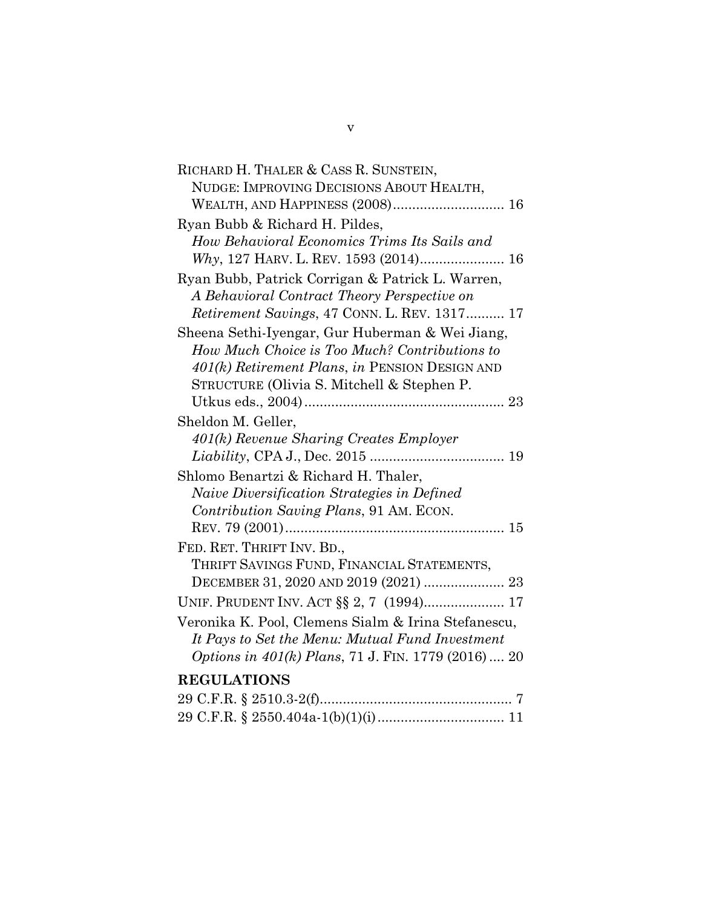RICHARD H. THALER & CASS R. SUNSTEIN, NUDGE: IMPROVING DECISIONS ABOUT HEALTH, WEALTH, AND HAPPINESS (2008)............................ 16

Ryan Bubb & Richard H. Pildes, *How Behavioral Economics Trims Its Sails and Why*, 127 HARV. L. REV. 1593 (2014)...................... 16

Ryan Bubb, Patrick Corrigan & Patrick L. Warren, *A Behavioral Contract Theory Perspective on Retirement Savings*, 47 CONN. L. REV. 1317.......... 17

Sheena Sethi-Iyengar, Gur Huberman & Wei Jiang, *How Much Choice is Too Much? Contributions to 401(k) Retirement Plans*, *in* PENSION DESIGN AND STRUCTURE (Olivia S. Mitchell & Stephen P. Utkus eds., 2004).................................................... 23

Sheldon M. Geller, *401(k) Revenue Sharing Creates Employer Liability*, CPA J., Dec. 2015 ................................... 19

Shlomo Benartzi & Richard H. Thaler, *Naive Diversification Strategies in Defined Contribution Saving Plans*, 91 AM. ECON. REV. 79 (2001)......................................................... 15

FED. RET. THRIFT INV. BD., THRIFT SAVINGS FUND, FINANCIAL STATEMENTS, DECEMBER 31, 2020 AND 2019 (2021) ..................... 23

UNIF. PRUDENT INV. ACT §§ 2, 7 (1994)..................... 17

Veronika K. Pool, Clemens Sialm & Irina Stefanescu, *It Pays to Set the Menu: Mutual Fund Investment Options in 401(k) Plans*, 71 J. FIN. 1779 (2016) .... 20

## REGULATIONS

29 C.F.R. § 2510.3-2(f).................................................. 7

29 C.F.R. § 2550.404a-1(b)(1)(i) ................................. 11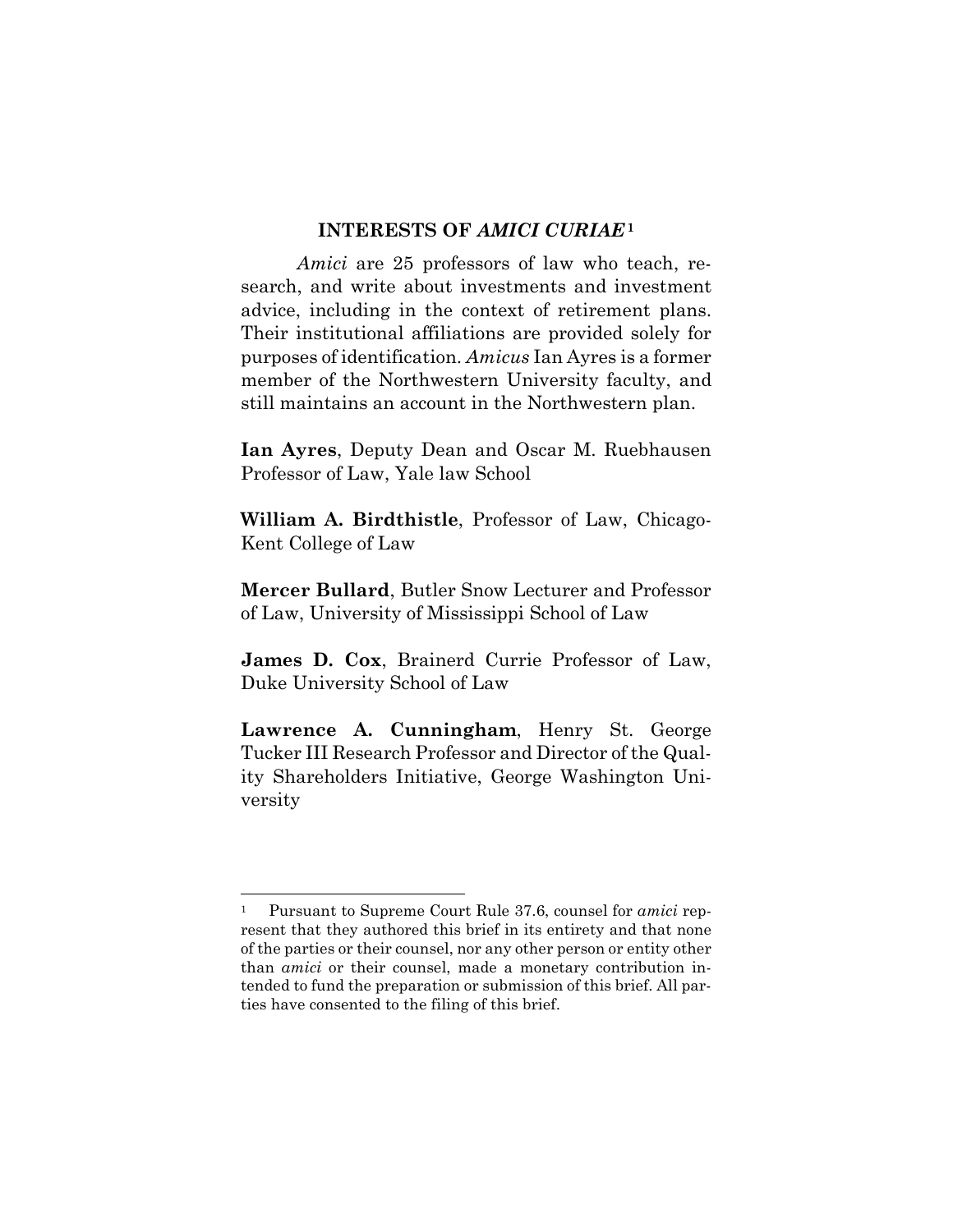## INTERESTS OF *AMICI CURIAE*[1]

*Amici* are 25 professors of law who teach, research, and write about investments and investment advice, including in the context of retirement plans. Their institutional affiliations are provided solely for purposes of identification. *Amicus* Ian Ayres is a former member of the Northwestern University faculty, and still maintains an account in the Northwestern plan.

**Ian Ayres**, Deputy Dean and Oscar M. Ruebhausen Professor of Law, Yale law School

**William A. Birdthistle**, Professor of Law, Chicago-Kent College of Law

**Mercer Bullard**, Butler Snow Lecturer and Professor of Law, University of Mississippi School of Law

**James D. Cox**, Brainerd Currie Professor of Law, Duke University School of Law

**Lawrence A. Cunningham**, Henry St. George Tucker III Research Professor and Director of the Quality Shareholders Initiative, George Washington University

---

[1] Pursuant to Supreme Court Rule 37.6, counsel for *amici* represent that they authored this brief in its entirety and that none of the parties or their counsel, nor any other person or entity other than *amici* or their counsel, made a monetary contribution intended to fund the preparation or submission of this brief. All parties have consented to the filing of this brief.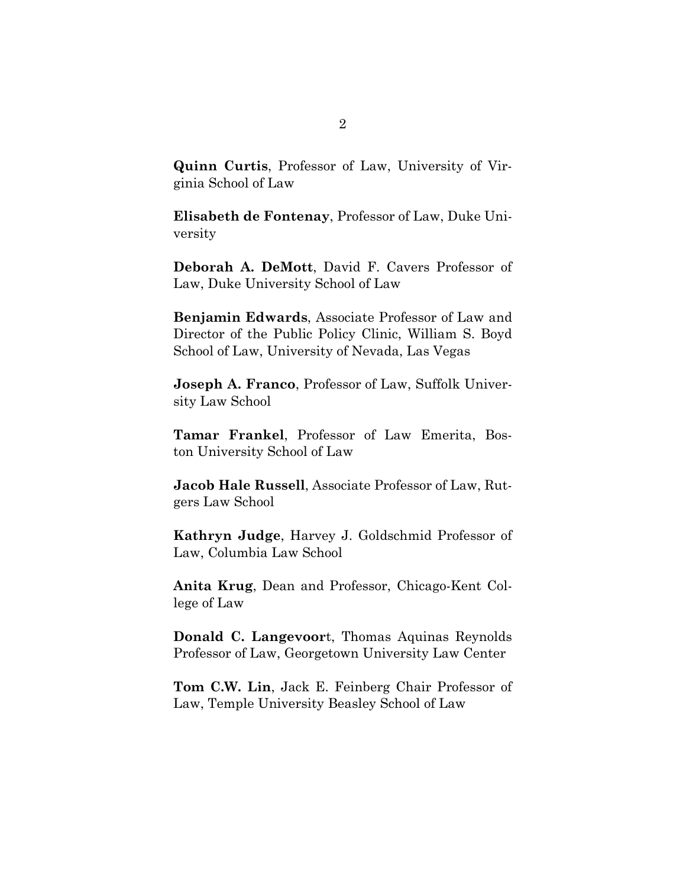**Quinn Curtis**, Professor of Law, University of Virginia School of Law

**Elisabeth de Fontenay**, Professor of Law, Duke University

**Deborah A. DeMott**, David F. Cavers Professor of Law, Duke University School of Law

**Benjamin Edwards**, Associate Professor of Law and Director of the Public Policy Clinic, William S. Boyd School of Law, University of Nevada, Las Vegas

**Joseph A. Franco**, Professor of Law, Suffolk University Law School

**Tamar Frankel**, Professor of Law Emerita, Boston University School of Law

**Jacob Hale Russell**, Associate Professor of Law, Rutgers Law School

**Kathryn Judge**, Harvey J. Goldschmid Professor of Law, Columbia Law School

**Anita Krug**, Dean and Professor, Chicago-Kent College of Law

**Donald C. Langevoor**t, Thomas Aquinas Reynolds Professor of Law, Georgetown University Law Center

**Tom C.W. Lin**, Jack E. Feinberg Chair Professor of Law, Temple University Beasley School of Law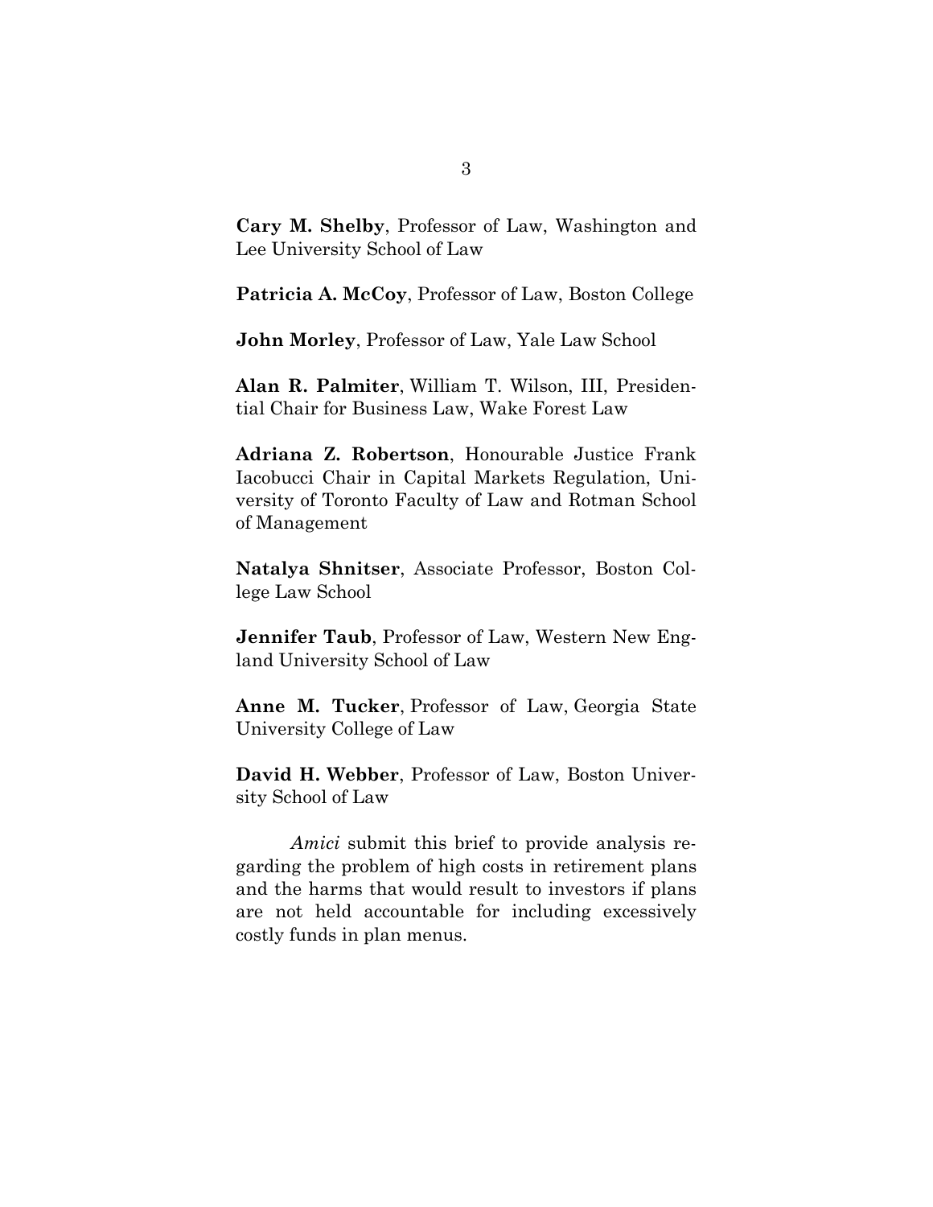**Cary M. Shelby**, Professor of Law, Washington and Lee University School of Law

**Patricia A. McCoy**, Professor of Law, Boston College

**John Morley**, Professor of Law, Yale Law School

**Alan R. Palmiter**, William T. Wilson, III, Presidential Chair for Business Law, Wake Forest Law

**Adriana Z. Robertson**, Honourable Justice Frank Iacobucci Chair in Capital Markets Regulation, University of Toronto Faculty of Law and Rotman School of Management

**Natalya Shnitser**, Associate Professor, Boston College Law School

**Jennifer Taub**, Professor of Law, Western New England University School of Law

**Anne M. Tucker**, Professor of Law, Georgia State University College of Law

**David H. Webber**, Professor of Law, Boston University School of Law

*Amici* submit this brief to provide analysis regarding the problem of high costs in retirement plans and the harms that would result to investors if plans are not held accountable for including excessively costly funds in plan menus.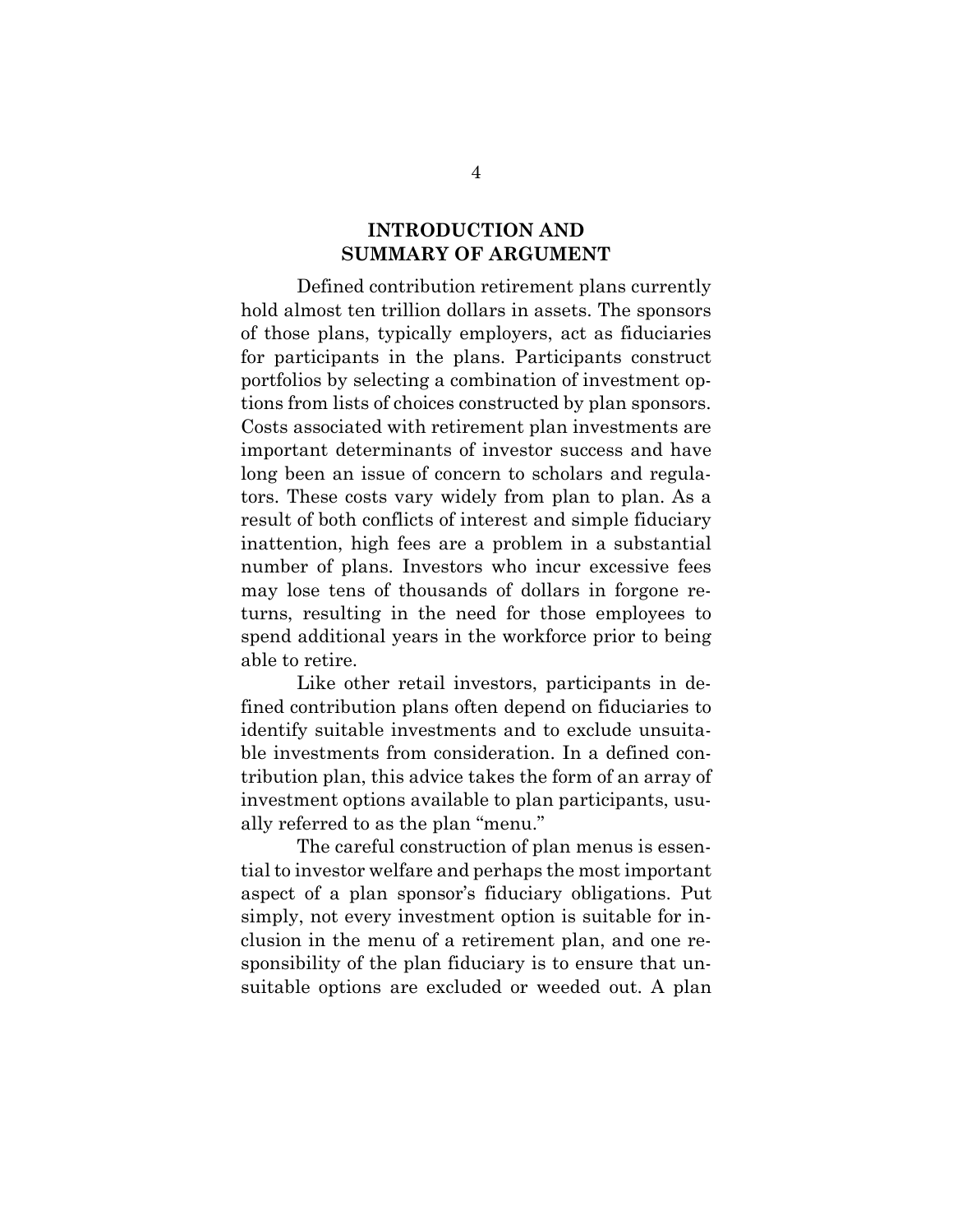## INTRODUCTION AND SUMMARY OF ARGUMENT

Defined contribution retirement plans currently hold almost ten trillion dollars in assets. The sponsors of those plans, typically employers, act as fiduciaries for participants in the plans. Participants construct portfolios by selecting a combination of investment options from lists of choices constructed by plan sponsors. Costs associated with retirement plan investments are important determinants of investor success and have long been an issue of concern to scholars and regulators. These costs vary widely from plan to plan. As a result of both conflicts of interest and simple fiduciary inattention, high fees are a problem in a substantial number of plans. Investors who incur excessive fees may lose tens of thousands of dollars in forgone returns, resulting in the need for those employees to spend additional years in the workforce prior to being able to retire.

Like other retail investors, participants in defined contribution plans often depend on fiduciaries to identify suitable investments and to exclude unsuitable investments from consideration. In a defined contribution plan, this advice takes the form of an array of investment options available to plan participants, usually referred to as the plan "menu."

The careful construction of plan menus is essential to investor welfare and perhaps the most important aspect of a plan sponsor's fiduciary obligations. Put simply, not every investment option is suitable for inclusion in the menu of a retirement plan, and one responsibility of the plan fiduciary is to ensure that unsuitable options are excluded or weeded out. A plan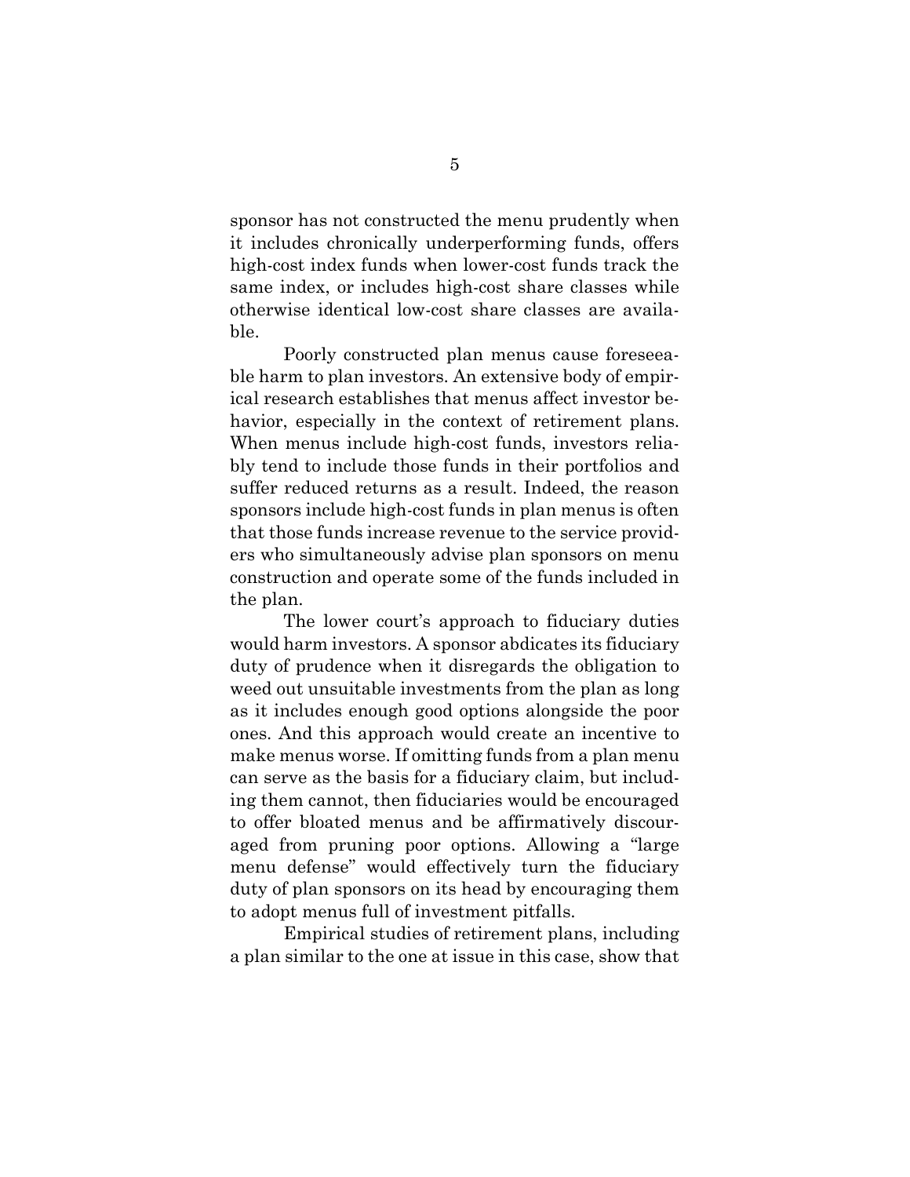sponsor has not constructed the menu prudently when it includes chronically underperforming funds, offers high-cost index funds when lower-cost funds track the same index, or includes high-cost share classes while otherwise identical low-cost share classes are available.

Poorly constructed plan menus cause foreseeable harm to plan investors. An extensive body of empirical research establishes that menus affect investor behavior, especially in the context of retirement plans. When menus include high-cost funds, investors reliably tend to include those funds in their portfolios and suffer reduced returns as a result. Indeed, the reason sponsors include high-cost funds in plan menus is often that those funds increase revenue to the service providers who simultaneously advise plan sponsors on menu construction and operate some of the funds included in the plan.

The lower court's approach to fiduciary duties would harm investors. A sponsor abdicates its fiduciary duty of prudence when it disregards the obligation to weed out unsuitable investments from the plan as long as it includes enough good options alongside the poor ones. And this approach would create an incentive to make menus worse. If omitting funds from a plan menu can serve as the basis for a fiduciary claim, but including them cannot, then fiduciaries would be encouraged to offer bloated menus and be affirmatively discouraged from pruning poor options. Allowing a "large menu defense" would effectively turn the fiduciary duty of plan sponsors on its head by encouraging them to adopt menus full of investment pitfalls.

Empirical studies of retirement plans, including a plan similar to the one at issue in this case, show that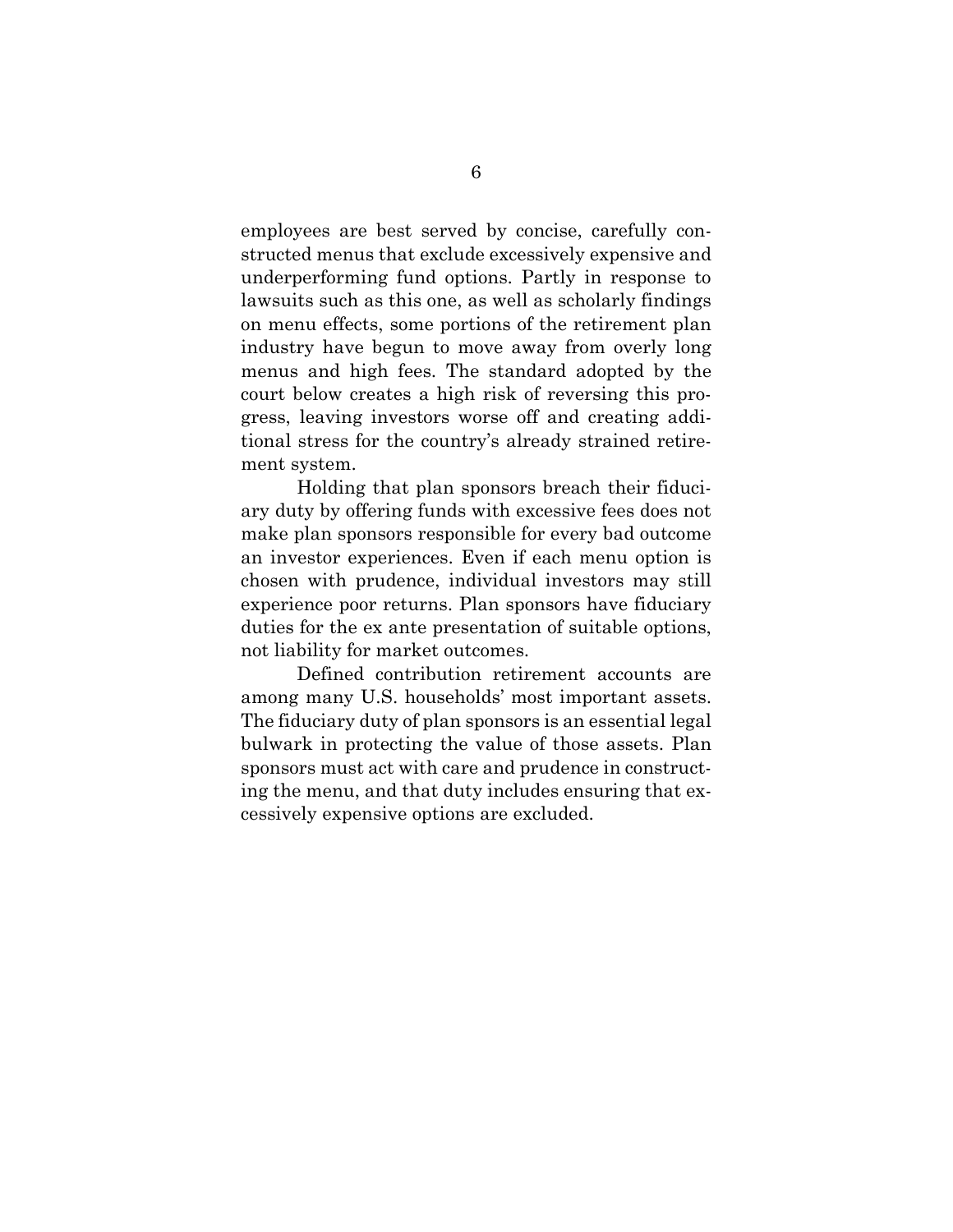employees are best served by concise, carefully constructed menus that exclude excessively expensive and underperforming fund options. Partly in response to lawsuits such as this one, as well as scholarly findings on menu effects, some portions of the retirement plan industry have begun to move away from overly long menus and high fees. The standard adopted by the court below creates a high risk of reversing this progress, leaving investors worse off and creating additional stress for the country's already strained retirement system.

Holding that plan sponsors breach their fiduciary duty by offering funds with excessive fees does not make plan sponsors responsible for every bad outcome an investor experiences. Even if each menu option is chosen with prudence, individual investors may still experience poor returns. Plan sponsors have fiduciary duties for the ex ante presentation of suitable options, not liability for market outcomes.

Defined contribution retirement accounts are among many U.S. households' most important assets. The fiduciary duty of plan sponsors is an essential legal bulwark in protecting the value of those assets. Plan sponsors must act with care and prudence in constructing the menu, and that duty includes ensuring that excessively expensive options are excluded.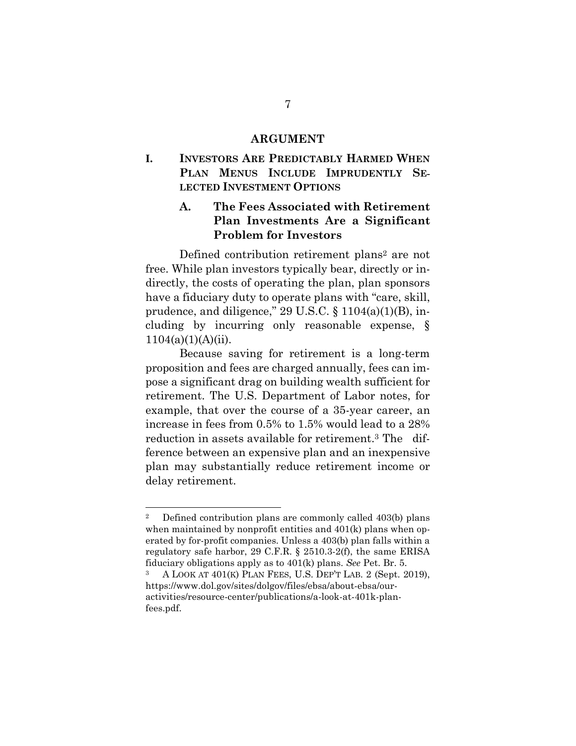# ARGUMENT

## I. INVESTORS ARE PREDICTABLY HARMED WHEN PLAN MENUS INCLUDE IMPRUDENTLY SELECTED INVESTMENT OPTIONS

### A. The Fees Associated with Retirement Plan Investments Are a Significant Problem for Investors

Defined contribution retirement plans[2] are not free. While plan investors typically bear, directly or indirectly, the costs of operating the plan, plan sponsors have a fiduciary duty to operate plans with "care, skill, prudence, and diligence," 29 U.S.C. § 1104(a)(1)(B), including by incurring only reasonable expense, § 1104(a)(1)(A)(ii).

Because saving for retirement is a long-term proposition and fees are charged annually, fees can impose a significant drag on building wealth sufficient for retirement. The U.S. Department of Labor notes, for example, that over the course of a 35-year career, an increase in fees from 0.5% to 1.5% would lead to a 28% reduction in assets available for retirement.[3] The difference between an expensive plan and an inexpensive plan may substantially reduce retirement income or delay retirement.

---

[2] Defined contribution plans are commonly called 403(b) plans when maintained by nonprofit entities and 401(k) plans when operated by for-profit companies. Unless a 403(b) plan falls within a regulatory safe harbor, 29 C.F.R. § 2510.3-2(f), the same ERISA fiduciary obligations apply as to 401(k) plans. *See* Pet. Br. 5.

[3] A LOOK AT 401(K) PLAN FEES, U.S. DEP'T LAB. 2 (Sept. 2019), https://www.dol.gov/sites/dolgov/files/ebsa/about-ebsa/our-activities/resource-center/publications/a-look-at-401k-plan-fees.pdf.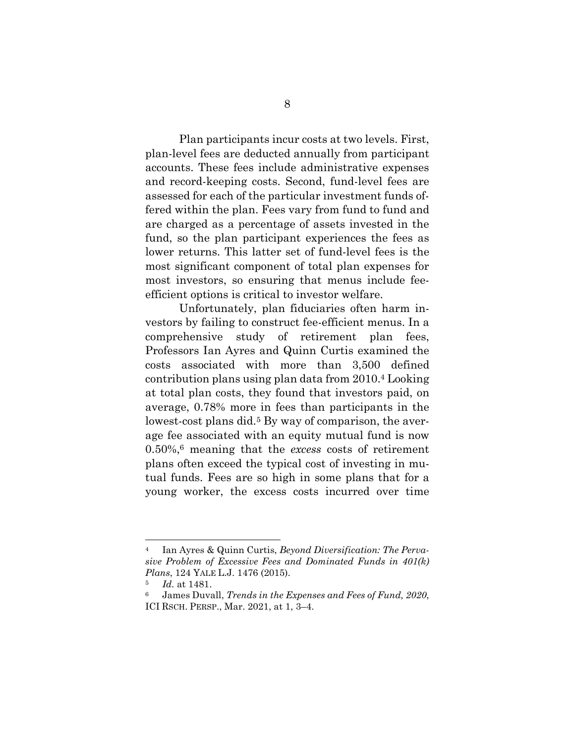Plan participants incur costs at two levels. First, plan-level fees are deducted annually from participant accounts. These fees include administrative expenses and record-keeping costs. Second, fund-level fees are assessed for each of the particular investment funds offered within the plan. Fees vary from fund to fund and are charged as a percentage of assets invested in the fund, so the plan participant experiences the fees as lower returns. This latter set of fund-level fees is the most significant component of total plan expenses for most investors, so ensuring that menus include fee-efficient options is critical to investor welfare.

Unfortunately, plan fiduciaries often harm investors by failing to construct fee-efficient menus. In a comprehensive study of retirement plan fees, Professors Ian Ayres and Quinn Curtis examined the costs associated with more than 3,500 defined contribution plans using plan data from 2010.[4] Looking at total plan costs, they found that investors paid, on average, 0.78% more in fees than participants in the lowest-cost plans did.[5] By way of comparison, the average fee associated with an equity mutual fund is now 0.50%,[6] meaning that the *excess* costs of retirement plans often exceed the typical cost of investing in mutual funds. Fees are so high in some plans that for a young worker, the excess costs incurred over time

---

[4] Ian Ayres & Quinn Curtis, *Beyond Diversification: The Pervasive Problem of Excessive Fees and Dominated Funds in 401(k) Plans*, 124 YALE L.J. 1476 (2015).

[5] *Id.* at 1481.

[6] James Duvall, *Trends in the Expenses and Fees of Fund, 2020*, ICI RSCH. PERSP., Mar. 2021, at 1, 3–4.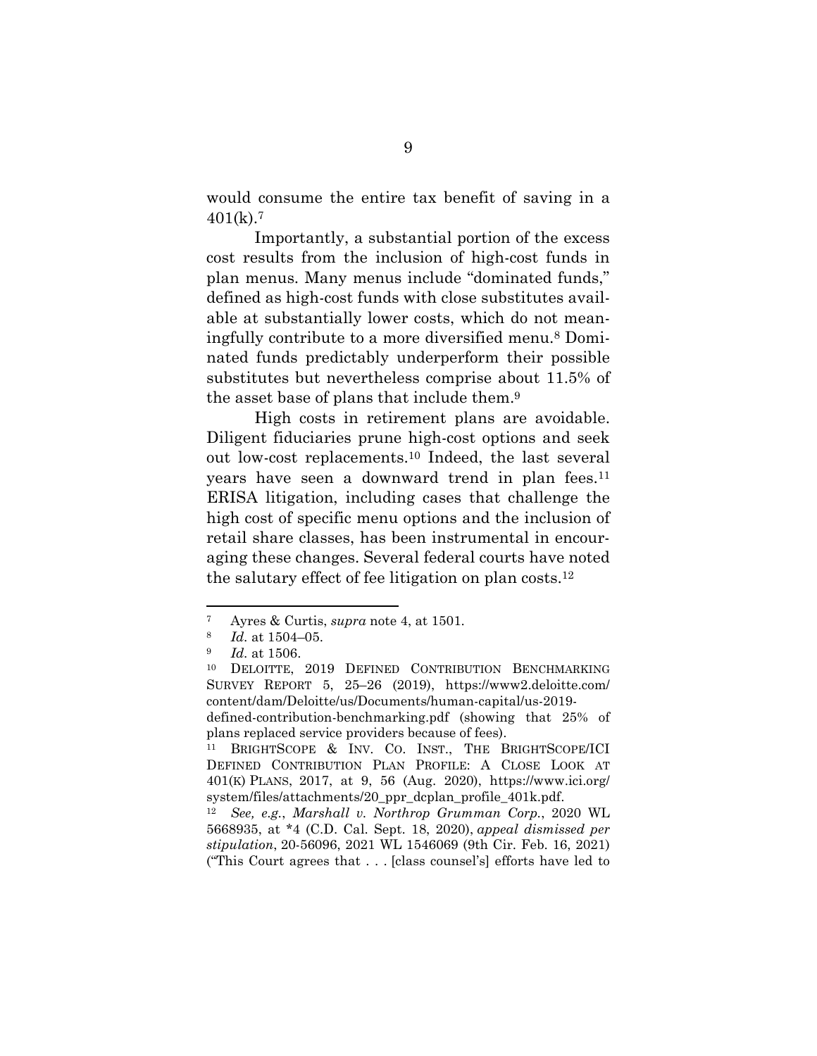would consume the entire tax benefit of saving in a 401(k).[7]

Importantly, a substantial portion of the excess cost results from the inclusion of high-cost funds in plan menus. Many menus include "dominated funds," defined as high-cost funds with close substitutes available at substantially lower costs, which do not meaningfully contribute to a more diversified menu.[8] Dominated funds predictably underperform their possible substitutes but nevertheless comprise about 11.5% of the asset base of plans that include them.[9]

High costs in retirement plans are avoidable. Diligent fiduciaries prune high-cost options and seek out low-cost replacements.[10] Indeed, the last several years have seen a downward trend in plan fees.[11] ERISA litigation, including cases that challenge the high cost of specific menu options and the inclusion of retail share classes, has been instrumental in encouraging these changes. Several federal courts have noted the salutary effect of fee litigation on plan costs.[12]

---

[7] Ayres & Curtis, *supra* note 4, at 1501.

[8] *Id.* at 1504–05.

[9] *Id.* at 1506.

[10] DELOITTE, 2019 DEFINED CONTRIBUTION BENCHMARKING SURVEY REPORT 5, 25–26 (2019), https://www2.deloitte.com/content/dam/Deloitte/us/Documents/human-capital/us-2019-defined-contribution-benchmarking.pdf (showing that 25% of plans replaced service providers because of fees).

[11] BRIGHTSCOPE & INV. CO. INST., THE BRIGHTSCOPE/ICI DEFINED CONTRIBUTION PLAN PROFILE: A CLOSE LOOK AT 401(K) PLANS, 2017, at 9, 56 (Aug. 2020), https://www.ici.org/system/files/attachments/20_ppr_dcplan_profile_401k.pdf.

[12] *See, e.g.*, *Marshall v. Northrop Grumman Corp.*, 2020 WL 5668935, at *4 (C.D. Cal. Sept. 18, 2020), *appeal dismissed per stipulation*, 20-56096, 2021 WL 1546069 (9th Cir. Feb. 16, 2021) ("This Court agrees that . . . [class counsel's] efforts have led to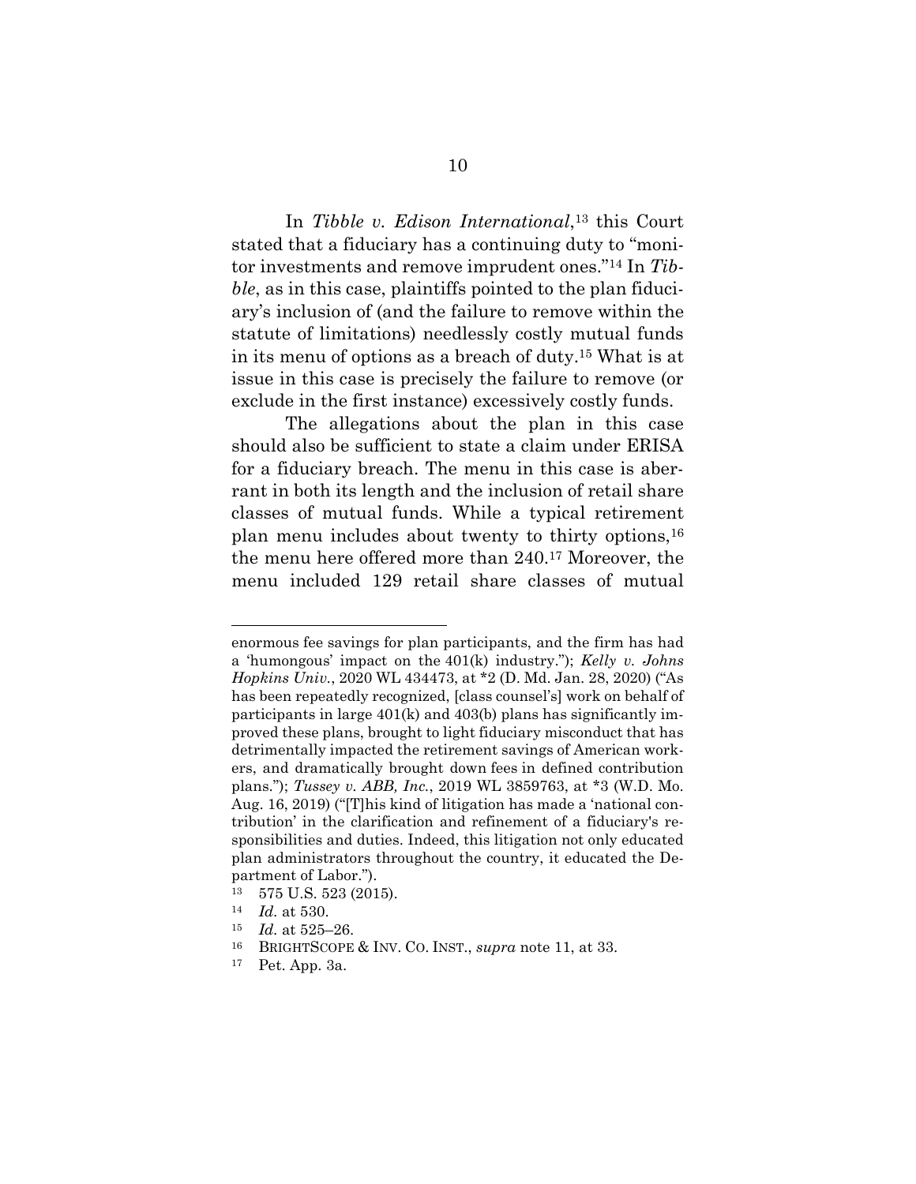In *Tibble v. Edison International*,[13] this Court stated that a fiduciary has a continuing duty to "monitor investments and remove imprudent ones."[14] In *Tibble*, as in this case, plaintiffs pointed to the plan fiduciary's inclusion of (and the failure to remove within the statute of limitations) needlessly costly mutual funds in its menu of options as a breach of duty.[15] What is at issue in this case is precisely the failure to remove (or exclude in the first instance) excessively costly funds.

The allegations about the plan in this case should also be sufficient to state a claim under ERISA for a fiduciary breach. The menu in this case is aberrant in both its length and the inclusion of retail share classes of mutual funds. While a typical retirement plan menu includes about twenty to thirty options,[16] the menu here offered more than 240.[17] Moreover, the menu included 129 retail share classes of mutual

---

enormous fee savings for plan participants, and the firm has had a 'humongous' impact on the 401(k) industry."); *Kelly v. Johns Hopkins Univ.*, 2020 WL 434473, at *2 (D. Md. Jan. 28, 2020) ("As has been repeatedly recognized, [class counsel's] work on behalf of participants in large 401(k) and 403(b) plans has significantly improved these plans, brought to light fiduciary misconduct that has detrimentally impacted the retirement savings of American workers, and dramatically brought down fees in defined contribution plans."); *Tussey v. ABB, Inc.*, 2019 WL 3859763, at *3 (W.D. Mo. Aug. 16, 2019) ("[T]his kind of litigation has made a 'national contribution' in the clarification and refinement of a fiduciary's responsibilities and duties. Indeed, this litigation not only educated plan administrators throughout the country, it educated the Department of Labor.").

[13] 575 U.S. 523 (2015).

[14] *Id.* at 530.

[15] *Id.* at 525–26.

[16] BRIGHTSCOPE & INV. CO. INST., *supra* note 11, at 33.

[17] Pet. App. 3a.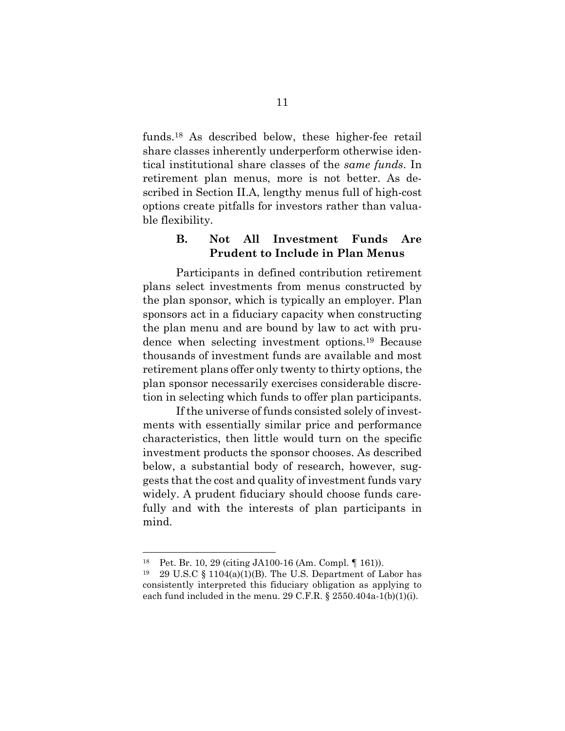funds.[18] As described below, these higher-fee retail share classes inherently underperform otherwise identical institutional share classes of the *same funds*. In retirement plan menus, more is not better. As described in Section II.A, lengthy menus full of high-cost options create pitfalls for investors rather than valuable flexibility.

### B. Not All Investment Funds Are Prudent to Include in Plan Menus

Participants in defined contribution retirement plans select investments from menus constructed by the plan sponsor, which is typically an employer. Plan sponsors act in a fiduciary capacity when constructing the plan menu and are bound by law to act with prudence when selecting investment options.[19] Because thousands of investment funds are available and most retirement plans offer only twenty to thirty options, the plan sponsor necessarily exercises considerable discretion in selecting which funds to offer plan participants.

If the universe of funds consisted solely of investments with essentially similar price and performance characteristics, then little would turn on the specific investment products the sponsor chooses. As described below, a substantial body of research, however, suggests that the cost and quality of investment funds vary widely. A prudent fiduciary should choose funds carefully and with the interests of plan participants in mind.

---

[18] Pet. Br. 10, 29 (citing JA100-16 (Am. Compl. ¶ 161)).

[19] 29 U.S.C § 1104(a)(1)(B). The U.S. Department of Labor has consistently interpreted this fiduciary obligation as applying to each fund included in the menu. 29 C.F.R. § 2550.404a-1(b)(1)(i).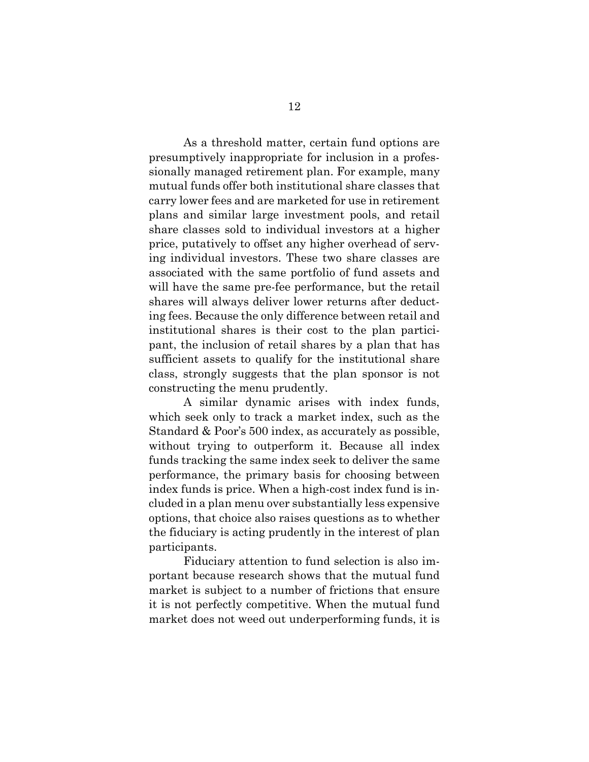As a threshold matter, certain fund options are presumptively inappropriate for inclusion in a professionally managed retirement plan. For example, many mutual funds offer both institutional share classes that carry lower fees and are marketed for use in retirement plans and similar large investment pools, and retail share classes sold to individual investors at a higher price, putatively to offset any higher overhead of serving individual investors. These two share classes are associated with the same portfolio of fund assets and will have the same pre-fee performance, but the retail shares will always deliver lower returns after deducting fees. Because the only difference between retail and institutional shares is their cost to the plan participant, the inclusion of retail shares by a plan that has sufficient assets to qualify for the institutional share class, strongly suggests that the plan sponsor is not constructing the menu prudently.

A similar dynamic arises with index funds, which seek only to track a market index, such as the Standard & Poor's 500 index, as accurately as possible, without trying to outperform it. Because all index funds tracking the same index seek to deliver the same performance, the primary basis for choosing between index funds is price. When a high-cost index fund is included in a plan menu over substantially less expensive options, that choice also raises questions as to whether the fiduciary is acting prudently in the interest of plan participants.

Fiduciary attention to fund selection is also important because research shows that the mutual fund market is subject to a number of frictions that ensure it is not perfectly competitive. When the mutual fund market does not weed out underperforming funds, it is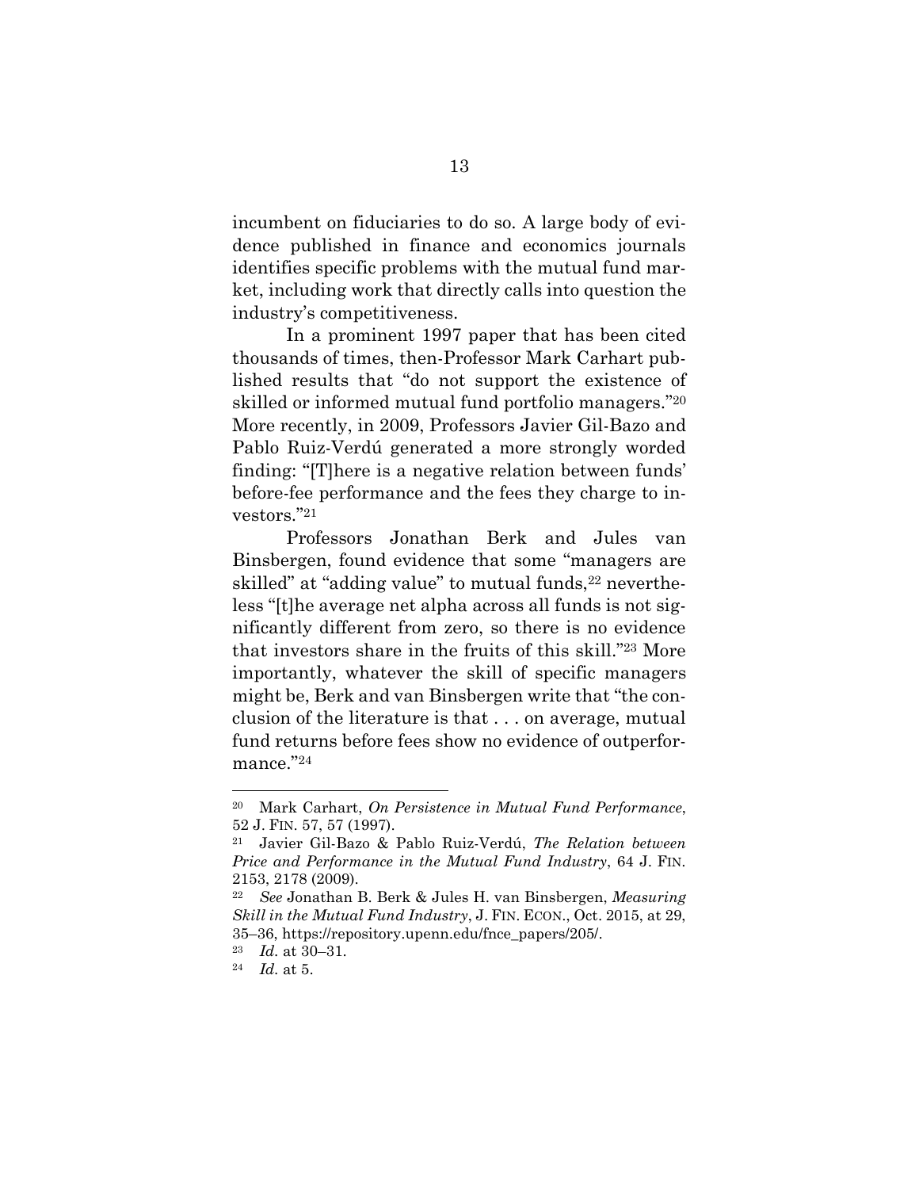incumbent on fiduciaries to do so. A large body of evidence published in finance and economics journals identifies specific problems with the mutual fund market, including work that directly calls into question the industry's competitiveness.

In a prominent 1997 paper that has been cited thousands of times, then-Professor Mark Carhart published results that "do not support the existence of skilled or informed mutual fund portfolio managers."[20] More recently, in 2009, Professors Javier Gil-Bazo and Pablo Ruiz-Verdú generated a more strongly worded finding: "[T]here is a negative relation between funds' before-fee performance and the fees they charge to investors."[21]

Professors Jonathan Berk and Jules van Binsbergen, found evidence that some "managers are skilled" at "adding value" to mutual funds,[22] nevertheless "[t]he average net alpha across all funds is not significantly different from zero, so there is no evidence that investors share in the fruits of this skill."[23] More importantly, whatever the skill of specific managers might be, Berk and van Binsbergen write that "the conclusion of the literature is that . . . on average, mutual fund returns before fees show no evidence of outperformance."[24]

---

[20] Mark Carhart, *On Persistence in Mutual Fund Performance*, 52 J. FIN. 57, 57 (1997).

[21] Javier Gil-Bazo & Pablo Ruiz-Verdú, *The Relation between Price and Performance in the Mutual Fund Industry*, 64 J. FIN. 2153, 2178 (2009).

[22] *See* Jonathan B. Berk & Jules H. van Binsbergen, *Measuring Skill in the Mutual Fund Industry*, J. FIN. ECON., Oct. 2015, at 29, 35–36, https://repository.upenn.edu/fnce_papers/205/.

[23] *Id*. at 30–31.

[24] *Id*. at 5.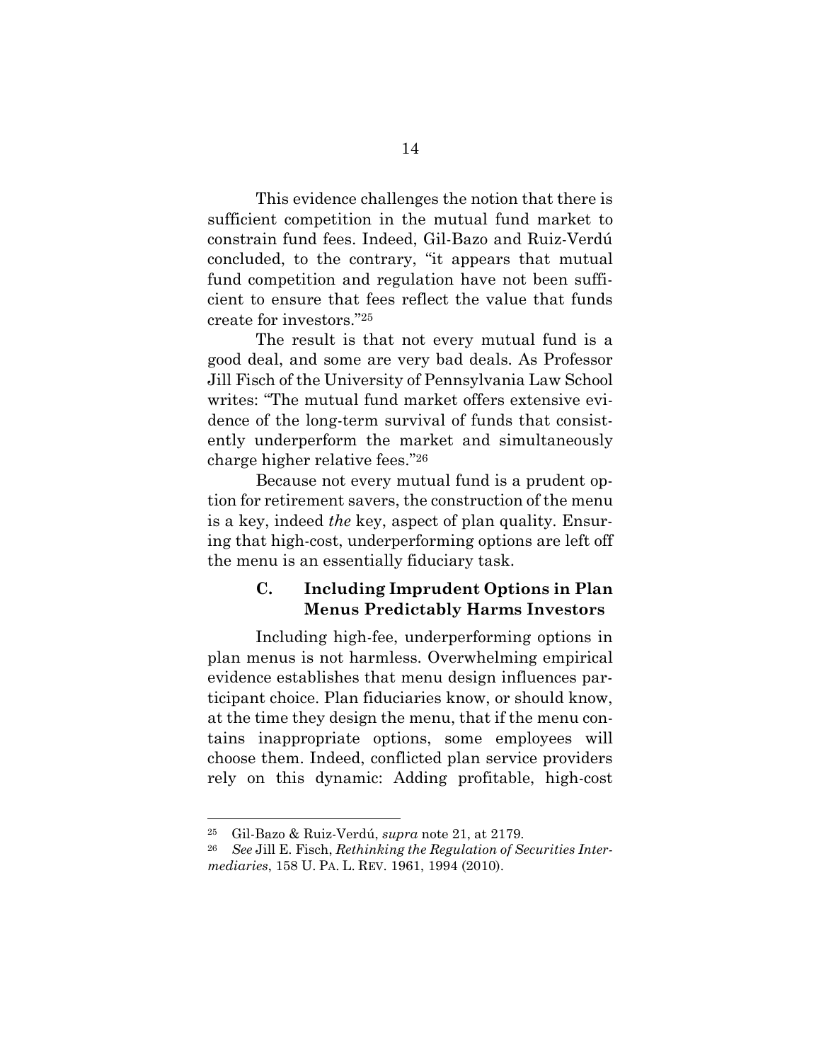This evidence challenges the notion that there is sufficient competition in the mutual fund market to constrain fund fees. Indeed, Gil-Bazo and Ruiz-Verdú concluded, to the contrary, "it appears that mutual fund competition and regulation have not been sufficient to ensure that fees reflect the value that funds create for investors."[25]

The result is that not every mutual fund is a good deal, and some are very bad deals. As Professor Jill Fisch of the University of Pennsylvania Law School writes: "The mutual fund market offers extensive evidence of the long-term survival of funds that consistently underperform the market and simultaneously charge higher relative fees."[26]

Because not every mutual fund is a prudent option for retirement savers, the construction of the menu is a key, indeed *the* key, aspect of plan quality. Ensuring that high-cost, underperforming options are left off the menu is an essentially fiduciary task.

### C. Including Imprudent Options in Plan Menus Predictably Harms Investors

Including high-fee, underperforming options in plan menus is not harmless. Overwhelming empirical evidence establishes that menu design influences participant choice. Plan fiduciaries know, or should know, at the time they design the menu, that if the menu contains inappropriate options, some employees will choose them. Indeed, conflicted plan service providers rely on this dynamic: Adding profitable, high-cost

---

[25] Gil-Bazo & Ruiz-Verdú, *supra* note 21, at 2179.

[26] *See* Jill E. Fisch, *Rethinking the Regulation of Securities Intermediaries*, 158 U. PA. L. REV. 1961, 1994 (2010).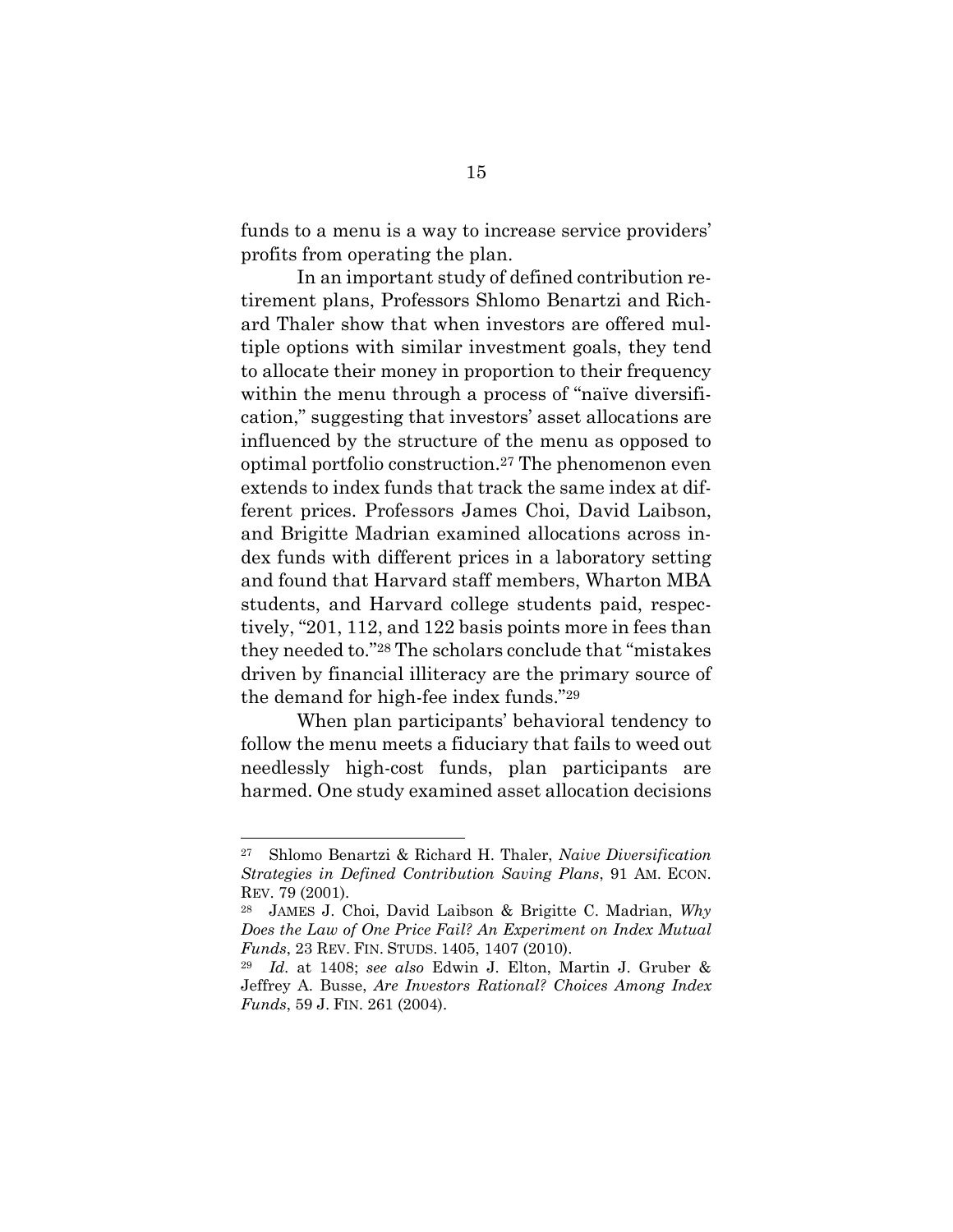funds to a menu is a way to increase service providers' profits from operating the plan.

In an important study of defined contribution retirement plans, Professors Shlomo Benartzi and Richard Thaler show that when investors are offered multiple options with similar investment goals, they tend to allocate their money in proportion to their frequency within the menu through a process of "naïve diversification," suggesting that investors' asset allocations are influenced by the structure of the menu as opposed to optimal portfolio construction.[27] The phenomenon even extends to index funds that track the same index at different prices. Professors James Choi, David Laibson, and Brigitte Madrian examined allocations across index funds with different prices in a laboratory setting and found that Harvard staff members, Wharton MBA students, and Harvard college students paid, respectively, "201, 112, and 122 basis points more in fees than they needed to."[28] The scholars conclude that "mistakes driven by financial illiteracy are the primary source of the demand for high-fee index funds."[29]

When plan participants' behavioral tendency to follow the menu meets a fiduciary that fails to weed out needlessly high-cost funds, plan participants are harmed. One study examined asset allocation decisions

---

[27] Shlomo Benartzi & Richard H. Thaler, *Naive Diversification Strategies in Defined Contribution Saving Plans*, 91 AM. ECON. REV. 79 (2001).

[28] JAMES J. Choi, David Laibson & Brigitte C. Madrian, *Why Does the Law of One Price Fail? An Experiment on Index Mutual Funds*, 23 REV. FIN. STUDS. 1405, 1407 (2010).

[29] *Id.* at 1408; *see also* Edwin J. Elton, Martin J. Gruber & Jeffrey A. Busse, *Are Investors Rational? Choices Among Index Funds*, 59 J. FIN. 261 (2004).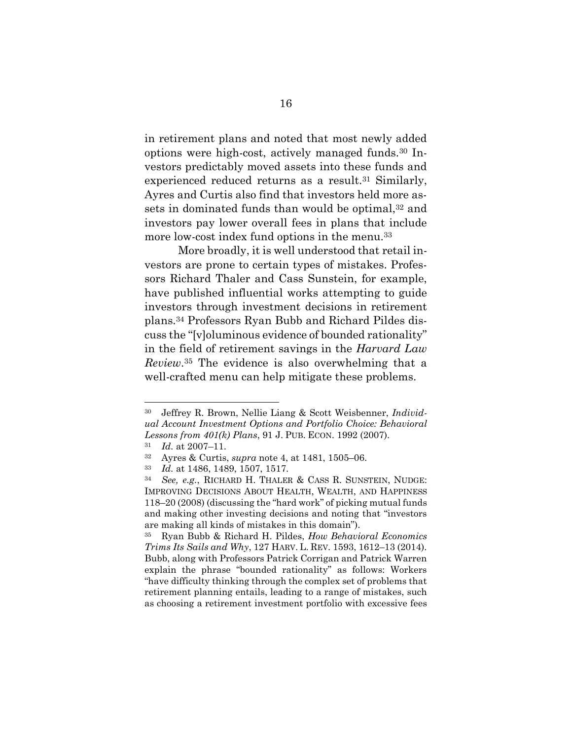in retirement plans and noted that most newly added options were high-cost, actively managed funds.[30] Investors predictably moved assets into these funds and experienced reduced returns as a result.[31] Similarly, Ayres and Curtis also find that investors held more assets in dominated funds than would be optimal,[32] and investors pay lower overall fees in plans that include more low-cost index fund options in the menu.[33]

More broadly, it is well understood that retail investors are prone to certain types of mistakes. Professors Richard Thaler and Cass Sunstein, for example, have published influential works attempting to guide investors through investment decisions in retirement plans.[34] Professors Ryan Bubb and Richard Pildes discuss the "[v]oluminous evidence of bounded rationality" in the field of retirement savings in the *Harvard Law Review*.[35] The evidence is also overwhelming that a well-crafted menu can help mitigate these problems.

---

[30] Jeffrey R. Brown, Nellie Liang & Scott Weisbenner, *Individual Account Investment Options and Portfolio Choice: Behavioral Lessons from 401(k) Plans*, 91 J. PUB. ECON. 1992 (2007).

[31] *Id.* at 2007–11.

[32] Ayres & Curtis, *supra* note 4, at 1481, 1505–06.

[33] *Id.* at 1486, 1489, 1507, 1517.

[34] *See, e.g.*, RICHARD H. THALER & CASS R. SUNSTEIN, NUDGE: IMPROVING DECISIONS ABOUT HEALTH, WEALTH, AND HAPPINESS 118–20 (2008) (discussing the "hard work" of picking mutual funds and making other investing decisions and noting that "investors are making all kinds of mistakes in this domain").

[35] Ryan Bubb & Richard H. Pildes, *How Behavioral Economics Trims Its Sails and Why*, 127 HARV. L. REV. 1593, 1612–13 (2014). Bubb, along with Professors Patrick Corrigan and Patrick Warren explain the phrase "bounded rationality" as follows: Workers "have difficulty thinking through the complex set of problems that retirement planning entails, leading to a range of mistakes, such as choosing a retirement investment portfolio with excessive fees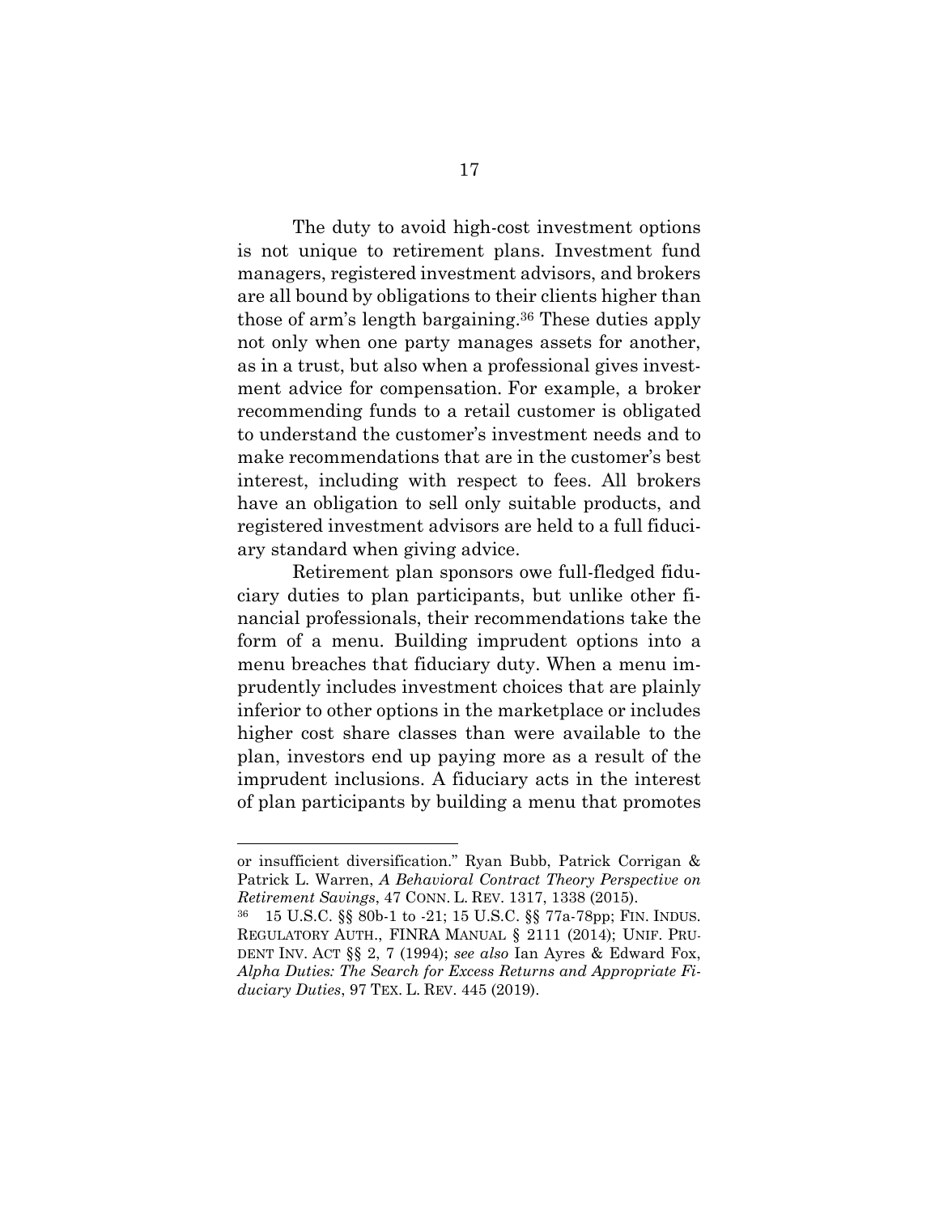The duty to avoid high-cost investment options is not unique to retirement plans. Investment fund managers, registered investment advisors, and brokers are all bound by obligations to their clients higher than those of arm's length bargaining.[36] These duties apply not only when one party manages assets for another, as in a trust, but also when a professional gives investment advice for compensation. For example, a broker recommending funds to a retail customer is obligated to understand the customer's investment needs and to make recommendations that are in the customer's best interest, including with respect to fees. All brokers have an obligation to sell only suitable products, and registered investment advisors are held to a full fiduciary standard when giving advice.

Retirement plan sponsors owe full-fledged fiduciary duties to plan participants, but unlike other financial professionals, their recommendations take the form of a menu. Building imprudent options into a menu breaches that fiduciary duty. When a menu imprudently includes investment choices that are plainly inferior to other options in the marketplace or includes higher cost share classes than were available to the plan, investors end up paying more as a result of the imprudent inclusions. A fiduciary acts in the interest of plan participants by building a menu that promotes

---

or insufficient diversification." Ryan Bubb, Patrick Corrigan & Patrick L. Warren, *A Behavioral Contract Theory Perspective on Retirement Savings*, 47 CONN. L. REV. 1317, 1338 (2015).

[36] 15 U.S.C. §§ 80b-1 to -21; 15 U.S.C. §§ 77a-78pp; FIN. INDUS. REGULATORY AUTH., FINRA MANUAL § 2111 (2014); UNIF. PRUDENT INV. ACT §§ 2, 7 (1994); *see also* Ian Ayres & Edward Fox, *Alpha Duties: The Search for Excess Returns and Appropriate Fiduciary Duties*, 97 TEX. L. REV. 445 (2019).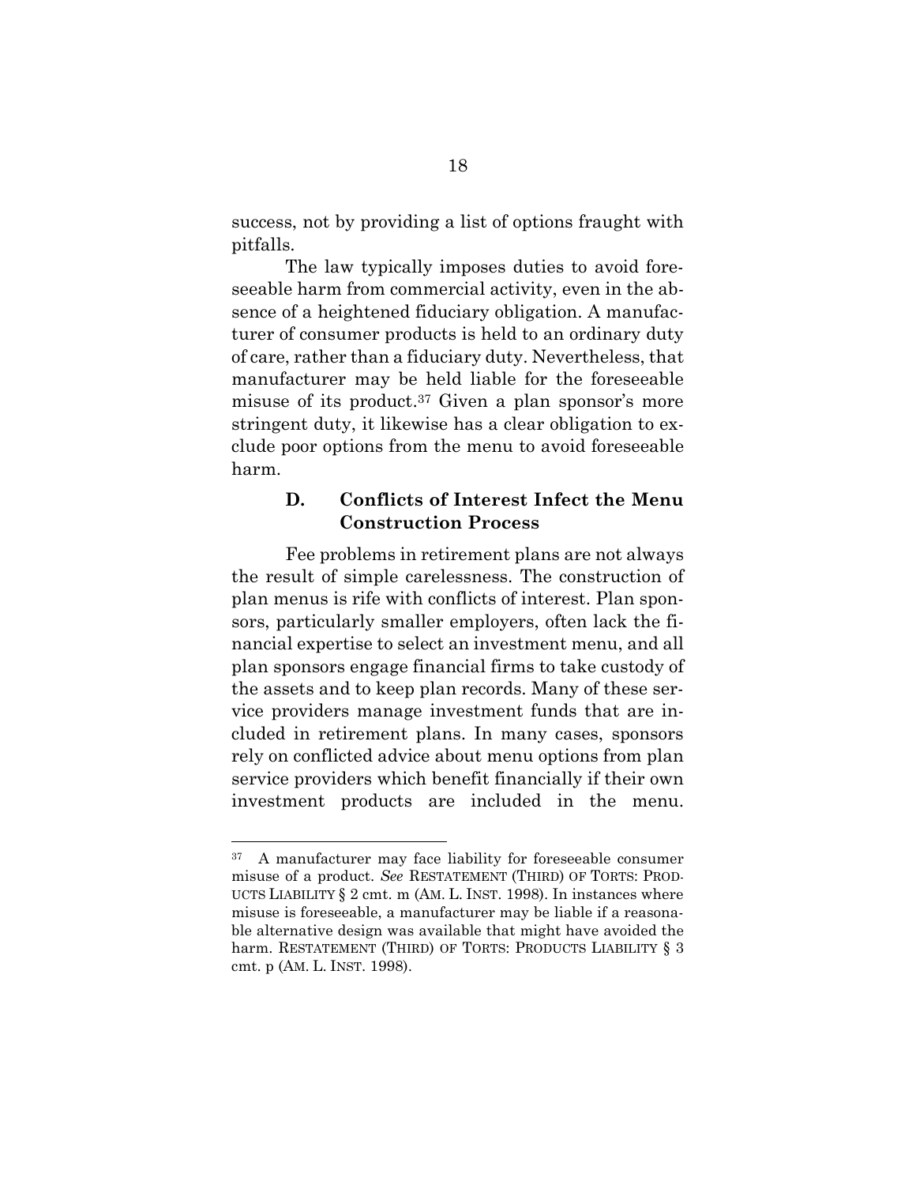success, not by providing a list of options fraught with pitfalls.

The law typically imposes duties to avoid foreseeable harm from commercial activity, even in the absence of a heightened fiduciary obligation. A manufacturer of consumer products is held to an ordinary duty of care, rather than a fiduciary duty. Nevertheless, that manufacturer may be held liable for the foreseeable misuse of its product.[37] Given a plan sponsor's more stringent duty, it likewise has a clear obligation to exclude poor options from the menu to avoid foreseeable harm.

### D. Conflicts of Interest Infect the Menu Construction Process

Fee problems in retirement plans are not always the result of simple carelessness. The construction of plan menus is rife with conflicts of interest. Plan sponsors, particularly smaller employers, often lack the financial expertise to select an investment menu, and all plan sponsors engage financial firms to take custody of the assets and to keep plan records. Many of these service providers manage investment funds that are included in retirement plans. In many cases, sponsors rely on conflicted advice about menu options from plan service providers which benefit financially if their own investment products are included in the menu.

---

[37] A manufacturer may face liability for foreseeable consumer misuse of a product. *See* RESTATEMENT (THIRD) OF TORTS: PRODUCTS LIABILITY § 2 cmt. m (AM. L. INST. 1998). In instances where misuse is foreseeable, a manufacturer may be liable if a reasonable alternative design was available that might have avoided the harm. RESTATEMENT (THIRD) OF TORTS: PRODUCTS LIABILITY § 3 cmt. p (AM. L. INST. 1998).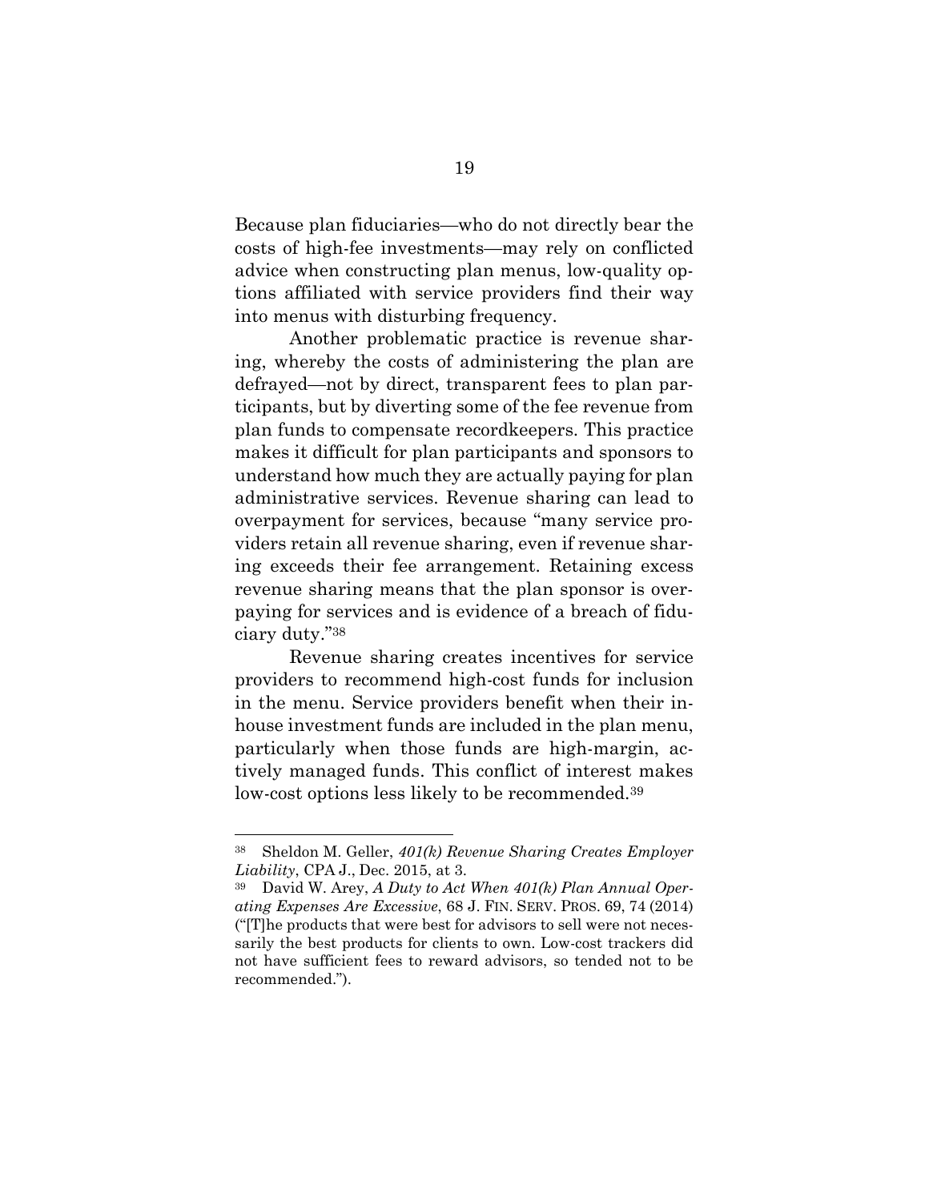Because plan fiduciaries—who do not directly bear the costs of high-fee investments—may rely on conflicted advice when constructing plan menus, low-quality options affiliated with service providers find their way into menus with disturbing frequency.

Another problematic practice is revenue sharing, whereby the costs of administering the plan are defrayed—not by direct, transparent fees to plan participants, but by diverting some of the fee revenue from plan funds to compensate recordkeepers. This practice makes it difficult for plan participants and sponsors to understand how much they are actually paying for plan administrative services. Revenue sharing can lead to overpayment for services, because "many service providers retain all revenue sharing, even if revenue sharing exceeds their fee arrangement. Retaining excess revenue sharing means that the plan sponsor is overpaying for services and is evidence of a breach of fiduciary duty."[38]

Revenue sharing creates incentives for service providers to recommend high-cost funds for inclusion in the menu. Service providers benefit when their in-house investment funds are included in the plan menu, particularly when those funds are high-margin, actively managed funds. This conflict of interest makes low-cost options less likely to be recommended.[39]

---

[38] Sheldon M. Geller, *401(k) Revenue Sharing Creates Employer Liability*, CPA J., Dec. 2015, at 3.

[39] David W. Arey, *A Duty to Act When 401(k) Plan Annual Operating Expenses Are Excessive*, 68 J. FIN. SERV. PROS. 69, 74 (2014) ("[T]he products that were best for advisors to sell were not necessarily the best products for clients to own. Low-cost trackers did not have sufficient fees to reward advisors, so tended not to be recommended.").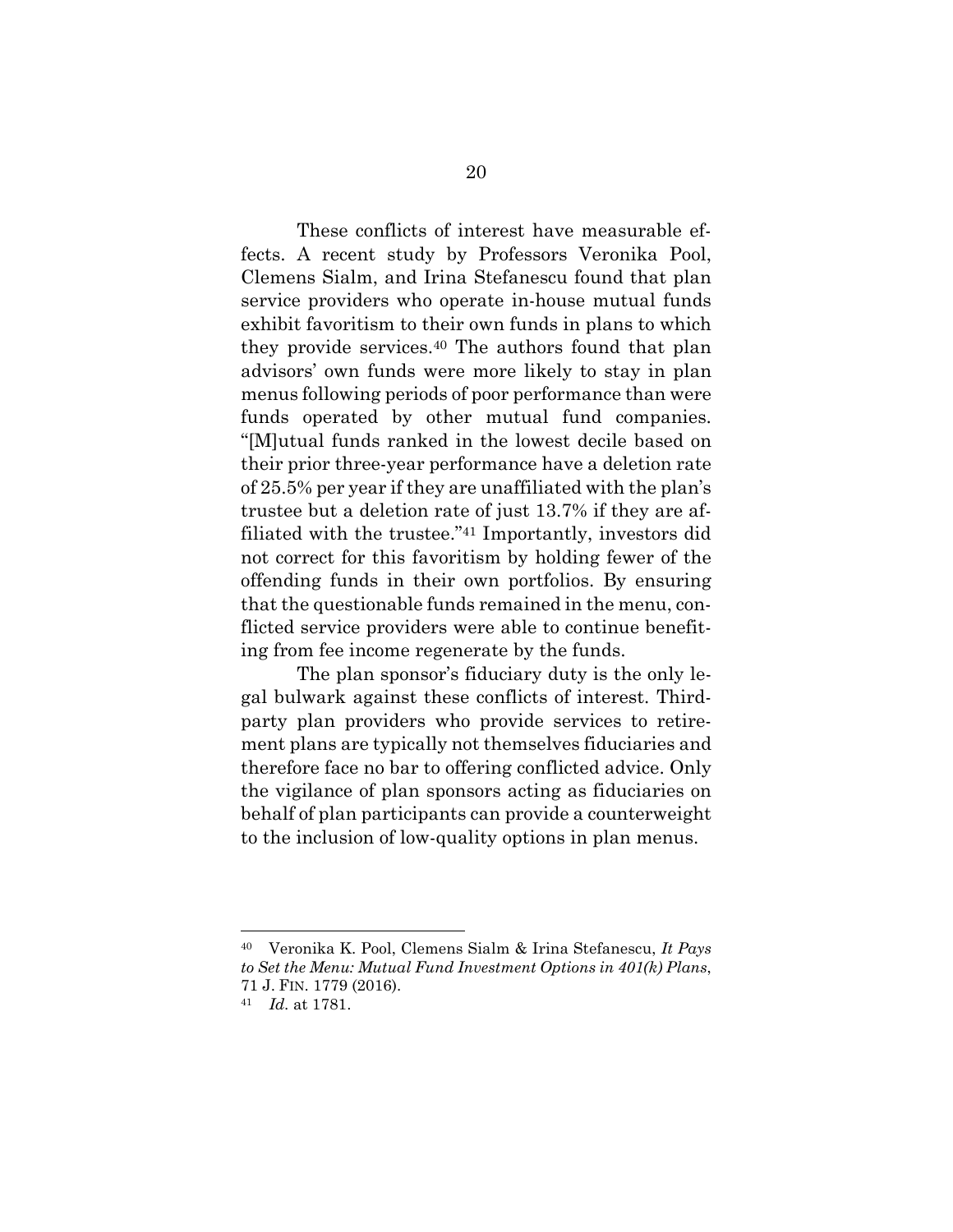These conflicts of interest have measurable effects. A recent study by Professors Veronika Pool, Clemens Sialm, and Irina Stefanescu found that plan service providers who operate in-house mutual funds exhibit favoritism to their own funds in plans to which they provide services.[40] The authors found that plan advisors' own funds were more likely to stay in plan menus following periods of poor performance than were funds operated by other mutual fund companies. "[M]utual funds ranked in the lowest decile based on their prior three-year performance have a deletion rate of 25.5% per year if they are unaffiliated with the plan's trustee but a deletion rate of just 13.7% if they are affiliated with the trustee."[41] Importantly, investors did not correct for this favoritism by holding fewer of the offending funds in their own portfolios. By ensuring that the questionable funds remained in the menu, conflicted service providers were able to continue benefiting from fee income regenerate by the funds.

The plan sponsor's fiduciary duty is the only legal bulwark against these conflicts of interest. Third-party plan providers who provide services to retirement plans are typically not themselves fiduciaries and therefore face no bar to offering conflicted advice. Only the vigilance of plan sponsors acting as fiduciaries on behalf of plan participants can provide a counterweight to the inclusion of low-quality options in plan menus.

---

[40] Veronika K. Pool, Clemens Sialm & Irina Stefanescu, *It Pays to Set the Menu: Mutual Fund Investment Options in 401(k) Plans*, 71 J. FIN. 1779 (2016).

[41] *Id.* at 1781.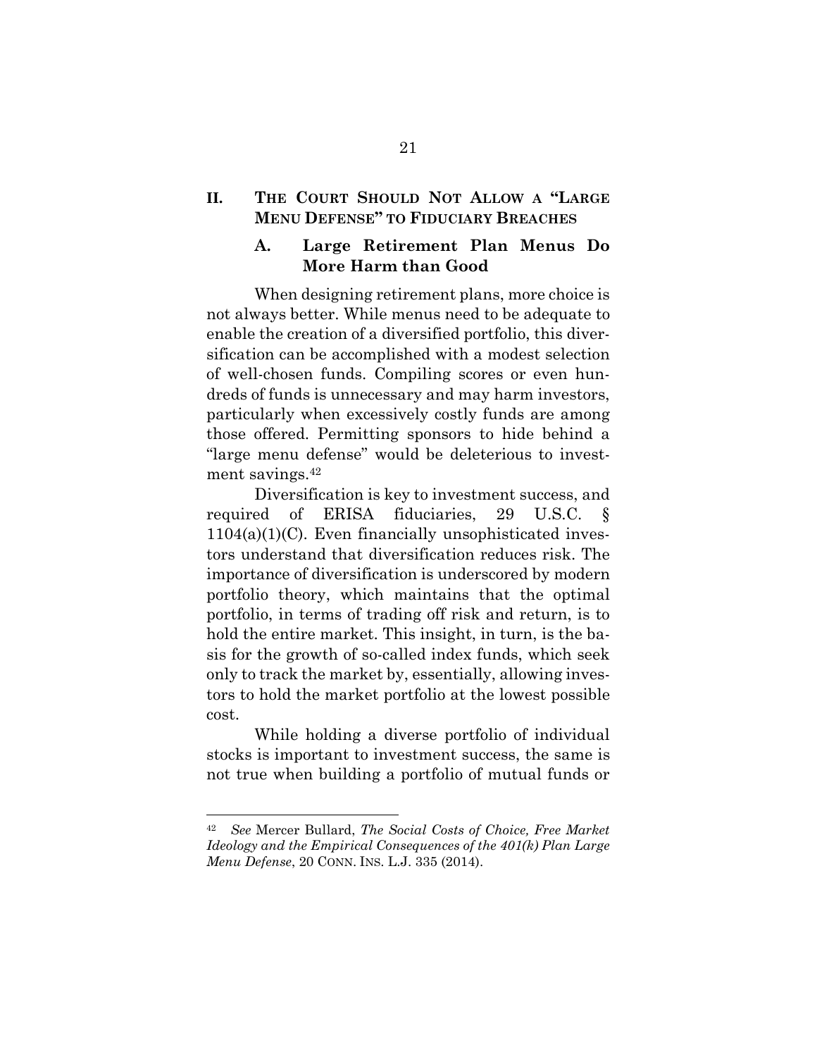## II. THE COURT SHOULD NOT ALLOW A "LARGE MENU DEFENSE" TO FIDUCIARY BREACHES

### A. Large Retirement Plan Menus Do More Harm than Good

When designing retirement plans, more choice is not always better. While menus need to be adequate to enable the creation of a diversified portfolio, this diversification can be accomplished with a modest selection of well-chosen funds. Compiling scores or even hundreds of funds is unnecessary and may harm investors, particularly when excessively costly funds are among those offered. Permitting sponsors to hide behind a "large menu defense" would be deleterious to investment savings.[42]

Diversification is key to investment success, and required of ERISA fiduciaries, 29 U.S.C. § 1104(a)(1)(C). Even financially unsophisticated investors understand that diversification reduces risk. The importance of diversification is underscored by modern portfolio theory, which maintains that the optimal portfolio, in terms of trading off risk and return, is to hold the entire market. This insight, in turn, is the basis for the growth of so-called index funds, which seek only to track the market by, essentially, allowing investors to hold the market portfolio at the lowest possible cost.

While holding a diverse portfolio of individual stocks is important to investment success, the same is not true when building a portfolio of mutual funds or

---

[42] *See* Mercer Bullard, *The Social Costs of Choice, Free Market Ideology and the Empirical Consequences of the 401(k) Plan Large Menu Defense*, 20 CONN. INS. L.J. 335 (2014).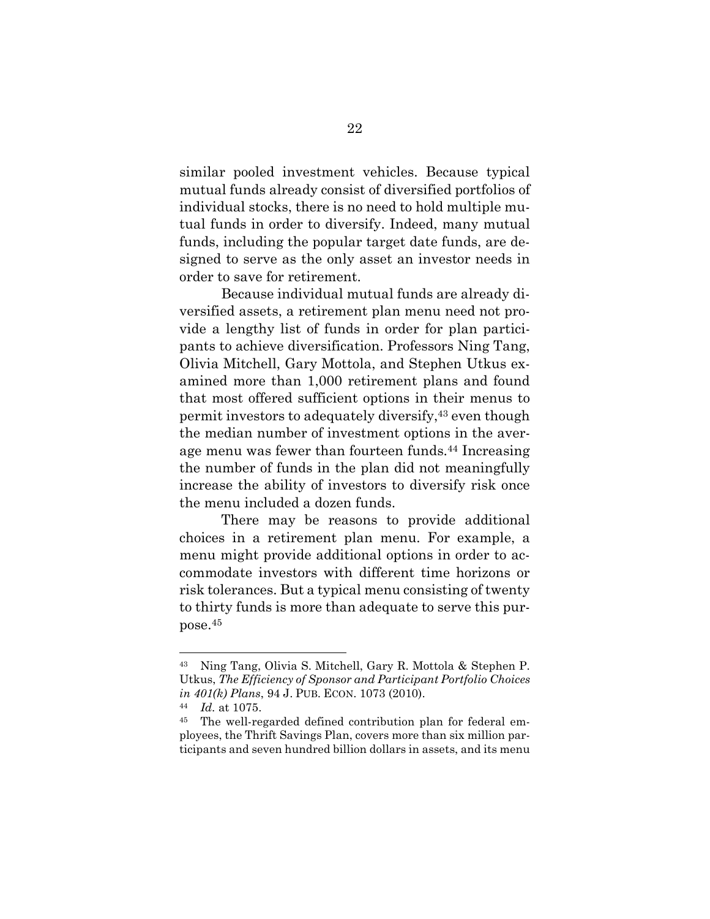similar pooled investment vehicles. Because typical mutual funds already consist of diversified portfolios of individual stocks, there is no need to hold multiple mutual funds in order to diversify. Indeed, many mutual funds, including the popular target date funds, are designed to serve as the only asset an investor needs in order to save for retirement.

Because individual mutual funds are already diversified assets, a retirement plan menu need not provide a lengthy list of funds in order for plan participants to achieve diversification. Professors Ning Tang, Olivia Mitchell, Gary Mottola, and Stephen Utkus examined more than 1,000 retirement plans and found that most offered sufficient options in their menus to permit investors to adequately diversify,[43] even though the median number of investment options in the average menu was fewer than fourteen funds.[44] Increasing the number of funds in the plan did not meaningfully increase the ability of investors to diversify risk once the menu included a dozen funds.

There may be reasons to provide additional choices in a retirement plan menu. For example, a menu might provide additional options in order to accommodate investors with different time horizons or risk tolerances. But a typical menu consisting of twenty to thirty funds is more than adequate to serve this purpose.[45]

---

[43] Ning Tang, Olivia S. Mitchell, Gary R. Mottola & Stephen P. Utkus, *The Efficiency of Sponsor and Participant Portfolio Choices in 401(k) Plans*, 94 J. PUB. ECON. 1073 (2010).

[44] *Id.* at 1075.

[45] The well-regarded defined contribution plan for federal employees, the Thrift Savings Plan, covers more than six million participants and seven hundred billion dollars in assets, and its menu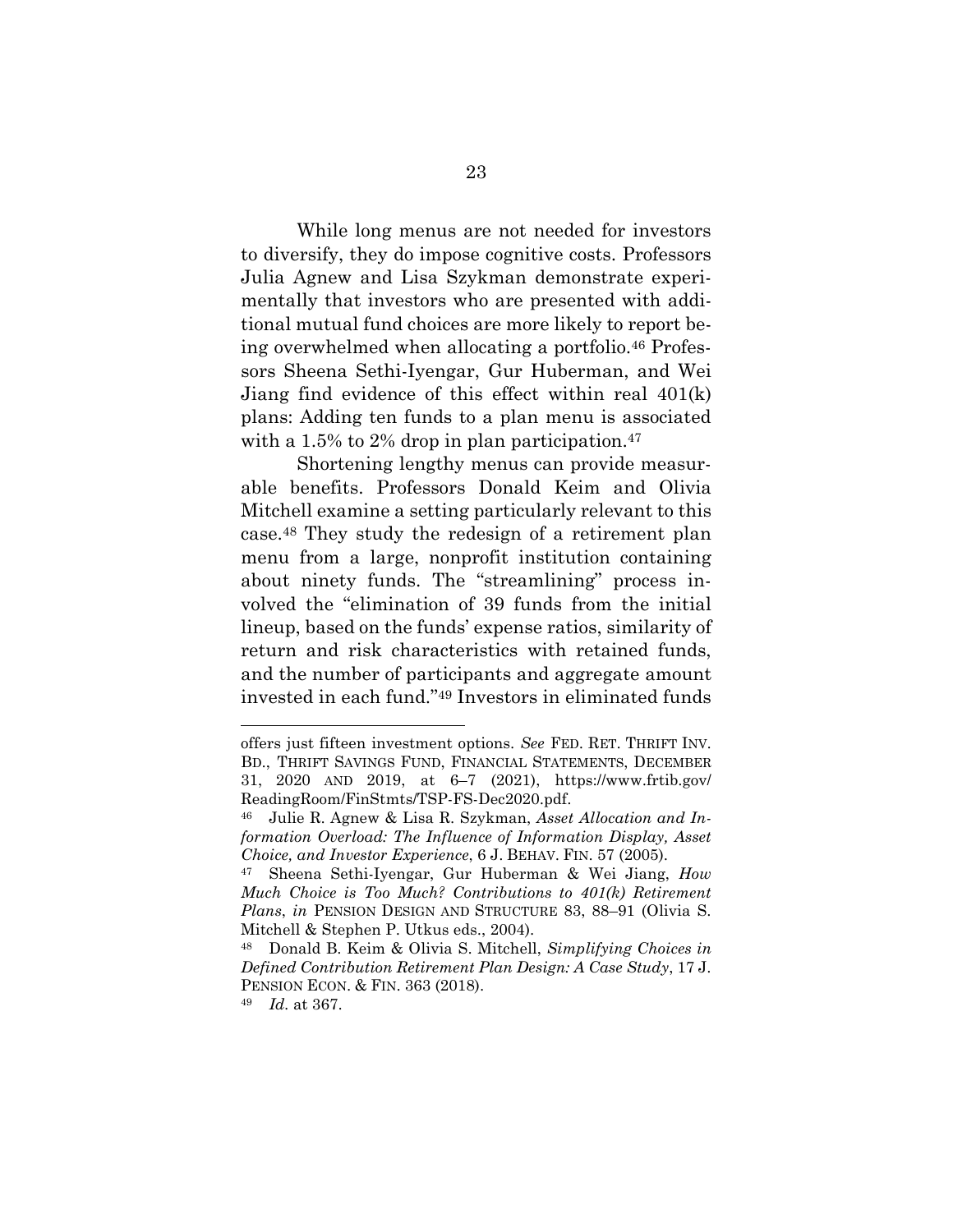While long menus are not needed for investors to diversify, they do impose cognitive costs. Professors Julia Agnew and Lisa Szykman demonstrate experimentally that investors who are presented with additional mutual fund choices are more likely to report being overwhelmed when allocating a portfolio.[46] Professors Sheena Sethi-Iyengar, Gur Huberman, and Wei Jiang find evidence of this effect within real 401(k) plans: Adding ten funds to a plan menu is associated with a 1.5% to 2% drop in plan participation.[47]

Shortening lengthy menus can provide measurable benefits. Professors Donald Keim and Olivia Mitchell examine a setting particularly relevant to this case.[48] They study the redesign of a retirement plan menu from a large, nonprofit institution containing about ninety funds. The "streamlining" process involved the "elimination of 39 funds from the initial lineup, based on the funds' expense ratios, similarity of return and risk characteristics with retained funds, and the number of participants and aggregate amount invested in each fund."[49] Investors in eliminated funds

---

offers just fifteen investment options. *See* FED. RET. THRIFT INV. BD., THRIFT SAVINGS FUND, FINANCIAL STATEMENTS, DECEMBER 31, 2020 AND 2019, at 6–7 (2021), https://www.frtib.gov/ReadingRoom/FinStmts/TSP-FS-Dec2020.pdf.

[46] Julie R. Agnew & Lisa R. Szykman, *Asset Allocation and Information Overload: The Influence of Information Display, Asset Choice, and Investor Experience*, 6 J. BEHAV. FIN. 57 (2005).

[47] Sheena Sethi-Iyengar, Gur Huberman & Wei Jiang, *How Much Choice is Too Much? Contributions to 401(k) Retirement Plans*, *in* PENSION DESIGN AND STRUCTURE 83, 88–91 (Olivia S. Mitchell & Stephen P. Utkus eds., 2004).

[48] Donald B. Keim & Olivia S. Mitchell, *Simplifying Choices in Defined Contribution Retirement Plan Design: A Case Study*, 17 J. PENSION ECON. & FIN. 363 (2018).

[49] *Id*. at 367.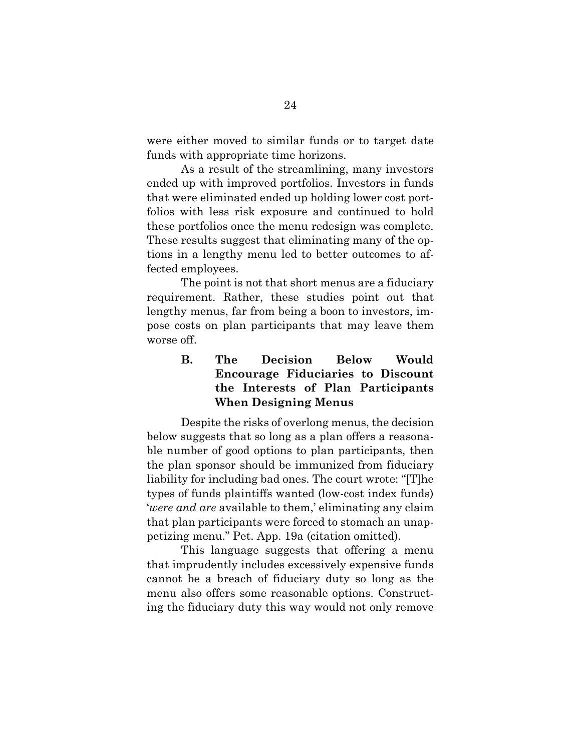were either moved to similar funds or to target date funds with appropriate time horizons.

As a result of the streamlining, many investors ended up with improved portfolios. Investors in funds that were eliminated ended up holding lower cost portfolios with less risk exposure and continued to hold these portfolios once the menu redesign was complete. These results suggest that eliminating many of the options in a lengthy menu led to better outcomes to affected employees.

The point is not that short menus are a fiduciary requirement. Rather, these studies point out that lengthy menus, far from being a boon to investors, impose costs on plan participants that may leave them worse off.

### B. The Decision Below Would Encourage Fiduciaries to Discount the Interests of Plan Participants When Designing Menus

Despite the risks of overlong menus, the decision below suggests that so long as a plan offers a reasonable number of good options to plan participants, then the plan sponsor should be immunized from fiduciary liability for including bad ones. The court wrote: "[T]he types of funds plaintiffs wanted (low-cost index funds) '*were and are* available to them,' eliminating any claim that plan participants were forced to stomach an unappetizing menu." Pet. App. 19a (citation omitted).

This language suggests that offering a menu that imprudently includes excessively expensive funds cannot be a breach of fiduciary duty so long as the menu also offers some reasonable options. Constructing the fiduciary duty this way would not only remove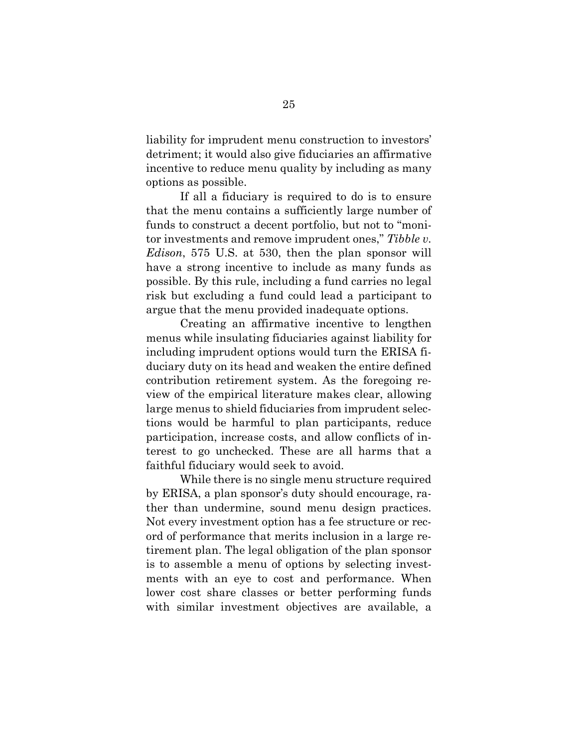liability for imprudent menu construction to investors' detriment; it would also give fiduciaries an affirmative incentive to reduce menu quality by including as many options as possible.

If all a fiduciary is required to do is to ensure that the menu contains a sufficiently large number of funds to construct a decent portfolio, but not to "monitor investments and remove imprudent ones," *Tibble v. Edison*, 575 U.S. at 530, then the plan sponsor will have a strong incentive to include as many funds as possible. By this rule, including a fund carries no legal risk but excluding a fund could lead a participant to argue that the menu provided inadequate options.

Creating an affirmative incentive to lengthen menus while insulating fiduciaries against liability for including imprudent options would turn the ERISA fiduciary duty on its head and weaken the entire defined contribution retirement system. As the foregoing review of the empirical literature makes clear, allowing large menus to shield fiduciaries from imprudent selections would be harmful to plan participants, reduce participation, increase costs, and allow conflicts of interest to go unchecked. These are all harms that a faithful fiduciary would seek to avoid.

While there is no single menu structure required by ERISA, a plan sponsor's duty should encourage, rather than undermine, sound menu design practices. Not every investment option has a fee structure or record of performance that merits inclusion in a large retirement plan. The legal obligation of the plan sponsor is to assemble a menu of options by selecting investments with an eye to cost and performance. When lower cost share classes or better performing funds with similar investment objectives are available, a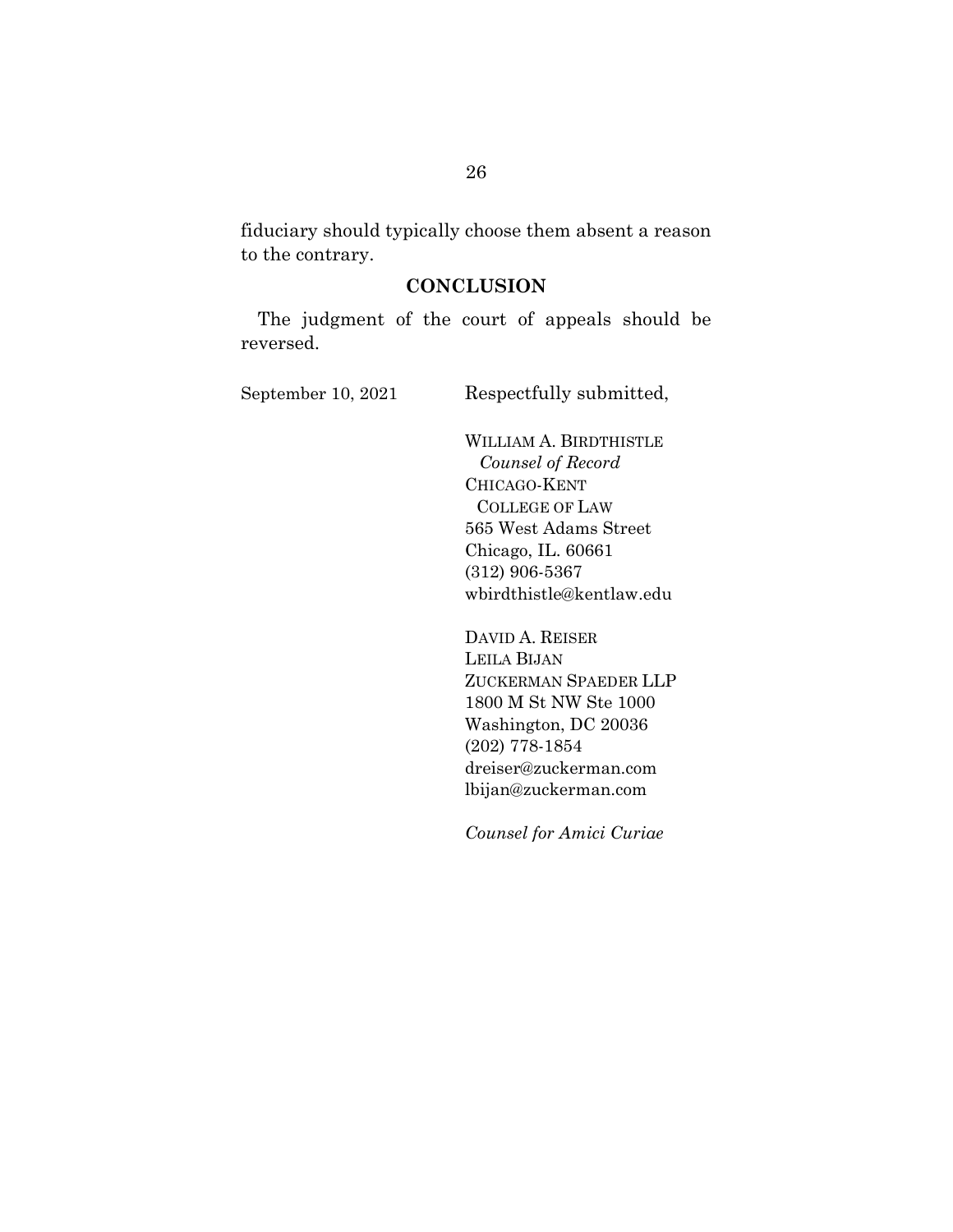fiduciary should typically choose them absent a reason to the contrary.

## CONCLUSION

The judgment of the court of appeals should be reversed.

September 10, 2021

Respectfully submitted,

WILLIAM A. BIRDTHISTLE
*Counsel of Record*
CHICAGO-KENT
COLLEGE OF LAW
565 West Adams Street
Chicago, IL. 60661
(312) 906-5367
wbirdthistle@kentlaw.edu

DAVID A. REISER
LEILA BIJAN
ZUCKERMAN SPAEDER LLP
1800 M St NW Ste 1000
Washington, DC 20036
(202) 778-1854
dreiser@zuckerman.com
lbijan@zuckerman.com

*Counsel for Amici Curiae*